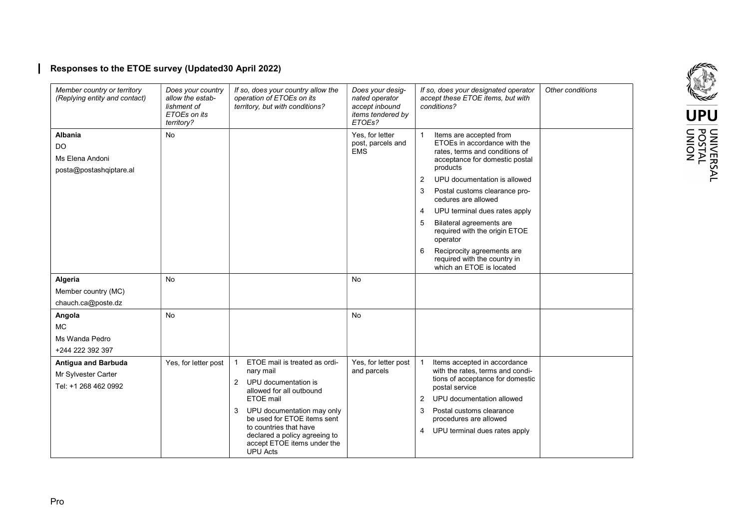## Responses to the ETOE survey (Updated30 April 2022)

| *Member country or territory (Replying entity and contact)* | *Does your country allow the establishment of ETOEs on its territory?* | *If so, does your country allow the operation of ETOEs on its territory, but with conditions?* | *Does your designated operator accept inbound items tendered by ETOEs?* | *If so, does your designated operator accept these ETOE items, but with conditions?* | *Other conditions* |
|---|---|---|---|---|---|
| **Albania**<br>DO<br>Ms Elena Andoni<br>posta@postashqiptare.al | No | | Yes, for letter post, parcels and EMS | 1 Items are accepted from ETOEs in accordance with the rates, terms and conditions of acceptance for domestic postal products<br>2 UPU documentation is allowed<br>3 Postal customs clearance procedures are allowed<br>4 UPU terminal dues rates apply<br>5 Bilateral agreements are required with the origin ETOE operator<br>6 Reciprocity agreements are required with the country in which an ETOE is located | |
| **Algeria**<br>Member country (MC)<br>chauch.ca@poste.dz | No | | No | | |
| **Angola**<br>MC<br>Ms Wanda Pedro<br>+244 222 392 397 | No | | No | | |
| **Antigua and Barbuda**<br>Mr Sylvester Carter<br>Tel: +1 268 462 0992 | Yes, for letter post | 1 ETOE mail is treated as ordinary mail<br>2 UPU documentation is allowed for all outbound ETOE mail<br>3 UPU documentation may only be used for ETOE items sent to countries that have declared a policy agreeing to accept ETOE items under the UPU Acts | Yes, for letter post and parcels | 1 Items accepted in accordance with the rates, terms and conditions of acceptance for domestic postal service<br>2 UPU documentation allowed<br>3 Postal customs clearance procedures are allowed<br>4 UPU terminal dues rates apply | |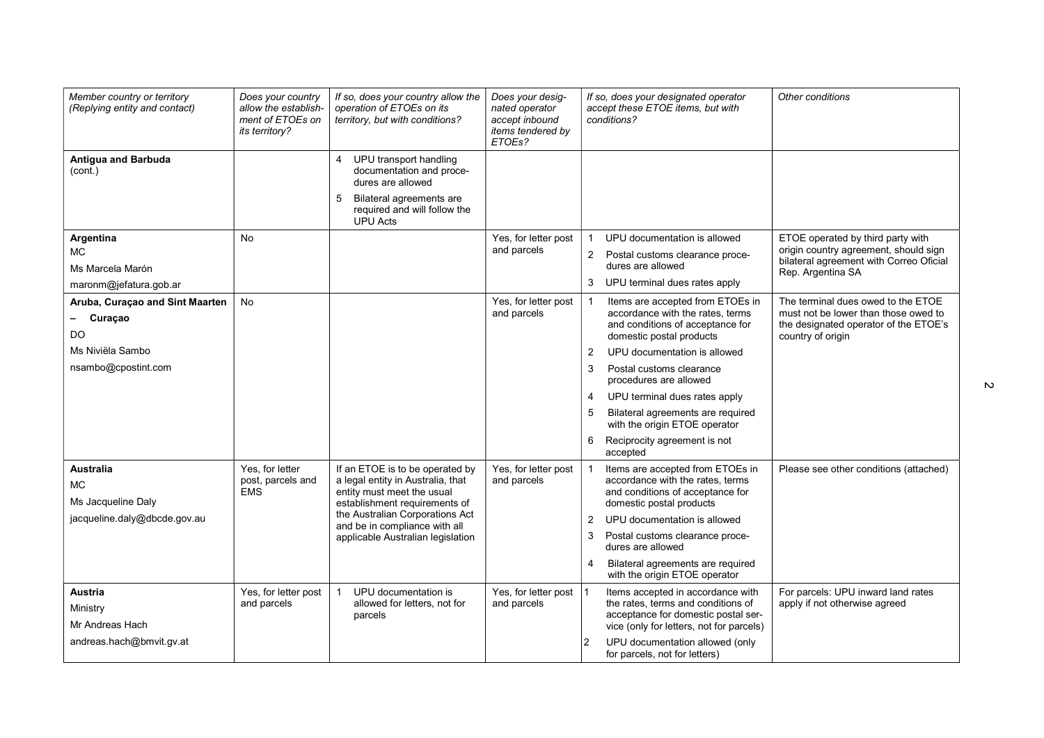| Member country or territory (Replying entity and contact) | Does your country allow the establishment of ETOEs on its territory? | If so, does your country allow the operation of ETOEs on its territory, but with conditions? | Does your designated operator accept inbound items tendered by ETOEs? | If so, does your designated operator accept these ETOE items, but with conditions? | Other conditions |
|---|---|---|---|---|---|
| **Antigua and Barbuda** (cont.) | | 4 UPU transport handling documentation and procedures are allowed<br>5 Bilateral agreements are required and will follow the UPU Acts | | | |
| **Argentina**<br>MC<br>Ms Marcela Marón<br>maronm@jefatura.gob.ar | No | | Yes, for letter post and parcels | 1 UPU documentation is allowed<br>2 Postal customs clearance procedures are allowed<br>3 UPU terminal dues rates apply | ETOE operated by third party with origin country agreement, should sign bilateral agreement with Correo Oficial Rep. Argentina SA |
| **Aruba, Curaçao and Sint Maarten – Curaçao**<br>DO<br>Ms Niviëla Sambo<br>nsambo@cpostint.com | No | | Yes, for letter post and parcels | 1 Items are accepted from ETOEs in accordance with the rates, terms and conditions of acceptance for domestic postal products<br>2 UPU documentation is allowed<br>3 Postal customs clearance procedures are allowed<br>4 UPU terminal dues rates apply<br>5 Bilateral agreements are required with the origin ETOE operator<br>6 Reciprocity agreement is not accepted | The terminal dues owed to the ETOE must not be lower than those owed to the designated operator of the ETOE's country of origin |
| **Australia**<br>MC<br>Ms Jacqueline Daly<br>jacqueline.daly@dbcde.gov.au | Yes, for letter post, parcels and EMS | If an ETOE is to be operated by a legal entity in Australia, that entity must meet the usual establishment requirements of the Australian Corporations Act and be in compliance with all applicable Australian legislation | Yes, for letter post and parcels | 1 Items are accepted from ETOEs in accordance with the rates, terms and conditions of acceptance for domestic postal products<br>2 UPU documentation is allowed<br>3 Postal customs clearance procedures are allowed<br>4 Bilateral agreements are required with the origin ETOE operator | Please see other conditions (attached) |
| **Austria**<br>Ministry<br>Mr Andreas Hach<br>andreas.hach@bmvit.gv.at | Yes, for letter post and parcels | 1 UPU documentation is allowed for letters, not for parcels | Yes, for letter post and parcels | 1 Items accepted in accordance with the rates, terms and conditions of acceptance for domestic postal service (only for letters, not for parcels)<br>2 UPU documentation allowed (only for parcels, not for letters) | For parcels: UPU inward land rates apply if not otherwise agreed |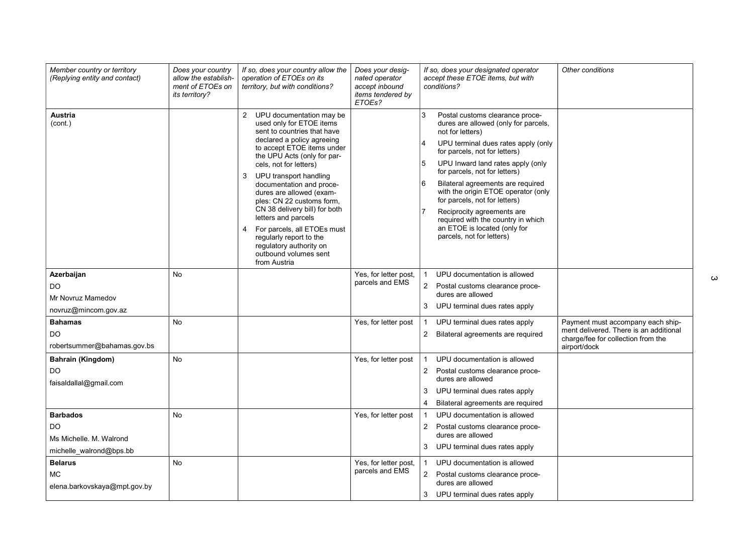| Member country or territory (Replying entity and contact) | Does your country allow the establishment of ETOEs on its territory? | If so, does your country allow the operation of ETOEs on its territory, but with conditions? | Does your designated operator accept inbound items tendered by ETOEs? | If so, does your designated operator accept these ETOE items, but with conditions? | Other conditions |
|---|---|---|---|---|---|
| **Austria** (cont.) | | 2 UPU documentation may be used only for ETOE items sent to countries that have declared a policy agreeing to accept ETOE items under the UPU Acts (only for parcels, not for letters)<br>3 UPU transport handling documentation and procedures are allowed (examples: CN 22 customs form, CN 38 delivery bill) for both letters and parcels<br>4 For parcels, all ETOEs must regularly report to the regulatory authority on outbound volumes sent from Austria | | 3 Postal customs clearance procedures are allowed (only for parcels, not for letters)<br>4 UPU terminal dues rates apply (only for parcels, not for letters)<br>5 UPU Inward land rates apply (only for parcels, not for letters)<br>6 Bilateral agreements are required with the origin ETOE operator (only for parcels, not for letters)<br>7 Reciprocity agreements are required with the country in which an ETOE is located (only for parcels, not for letters) | |
| **Azerbaijan**<br>DO<br>Mr Novruz Mamedov<br>novruz@mincom.gov.az | No | | Yes, for letter post, parcels and EMS | 1 UPU documentation is allowed<br>2 Postal customs clearance procedures are allowed<br>3 UPU terminal dues rates apply | |
| **Bahamas**<br>DO<br>robertsummer@bahamas.gov.bs | No | | Yes, for letter post | 1 UPU terminal dues rates apply<br>2 Bilateral agreements are required | Payment must accompany each shipment delivered. There is an additional charge/fee for collection from the airport/dock |
| **Bahrain (Kingdom)**<br>DO<br>faisaldallal@gmail.com | No | | Yes, for letter post | 1 UPU documentation is allowed<br>2 Postal customs clearance procedures are allowed<br>3 UPU terminal dues rates apply<br>4 Bilateral agreements are required | |
| **Barbados**<br>DO<br>Ms Michelle. M. Walrond<br>michelle_walrond@bps.bb | No | | Yes, for letter post | 1 UPU documentation is allowed<br>2 Postal customs clearance procedures are allowed<br>3 UPU terminal dues rates apply | |
| **Belarus**<br>MC<br>elena.barkovskaya@mpt.gov.by | No | | Yes, for letter post, parcels and EMS | 1 UPU documentation is allowed<br>2 Postal customs clearance procedures are allowed<br>3 UPU terminal dues rates apply | |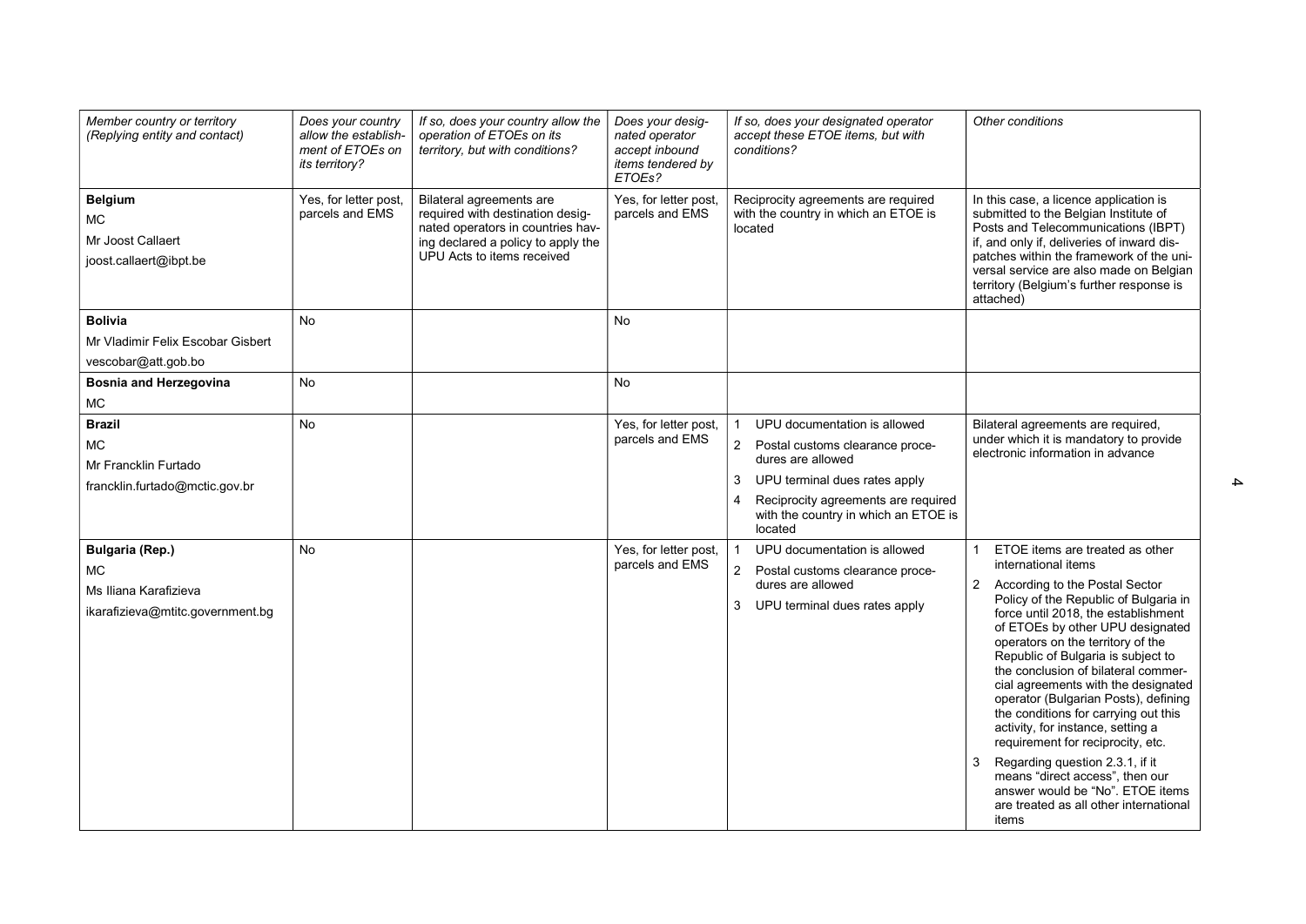| Member country or territory (Replying entity and contact) | Does your country allow the establishment of ETOEs on its territory? | If so, does your country allow the operation of ETOEs on its territory, but with conditions? | Does your designated operator accept inbound items tendered by ETOEs? | If so, does your designated operator accept these ETOE items, but with conditions? | Other conditions |
|---|---|---|---|---|---|
| **Belgium**<br>MC<br>Mr Joost Callaert<br>joost.callaert@ibpt.be | Yes, for letter post, parcels and EMS | Bilateral agreements are required with destination designated operators in countries having declared a policy to apply the UPU Acts to items received | Yes, for letter post, parcels and EMS | Reciprocity agreements are required with the country in which an ETOE is located | In this case, a licence application is submitted to the Belgian Institute of Posts and Telecommunications (IBPT) if, and only if, deliveries of inward dispatches within the framework of the universal service are also made on Belgian territory (Belgium's further response is attached) |
| **Bolivia**<br>Mr Vladimir Felix Escobar Gisbert<br>vescobar@att.gob.bo | No | | No | | |
| **Bosnia and Herzegovina**<br>MC | No | | No | | |
| **Brazil**<br>MC<br>Mr Francklin Furtado<br>francklin.furtado@mctic.gov.br | No | | Yes, for letter post, parcels and EMS | 1 UPU documentation is allowed<br>2 Postal customs clearance procedures are allowed<br>3 UPU terminal dues rates apply<br>4 Reciprocity agreements are required with the country in which an ETOE is located | Bilateral agreements are required, under which it is mandatory to provide electronic information in advance |
| **Bulgaria (Rep.)**<br>MC<br>Ms Iliana Karafizieva<br>ikarafizieva@mtitc.government.bg | No | | Yes, for letter post, parcels and EMS | 1 UPU documentation is allowed<br>2 Postal customs clearance procedures are allowed<br>3 UPU terminal dues rates apply | 1 ETOE items are treated as other international items<br>2 According to the Postal Sector Policy of the Republic of Bulgaria in force until 2018, the establishment of ETOEs by other UPU designated operators on the territory of the Republic of Bulgaria is subject to the conclusion of bilateral commercial agreements with the designated operator (Bulgarian Posts), defining the conditions for carrying out this activity, for instance, setting a requirement for reciprocity, etc.<br>3 Regarding question 2.3.1, if it means "direct access", then our answer would be "No". ETOE items are treated as all other international items |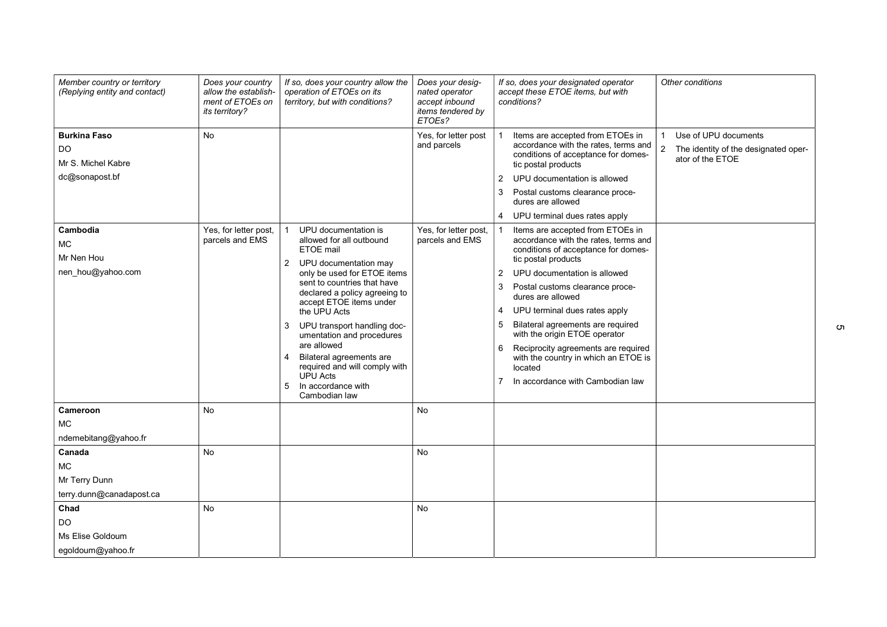| *Member country or territory (Replying entity and contact)* | *Does your country allow the establishment of ETOEs on its territory?* | *If so, does your country allow the operation of ETOEs on its territory, but with conditions?* | *Does your designated operator accept inbound items tendered by ETOEs?* | *If so, does your designated operator accept these ETOE items, but with conditions?* | *Other conditions* |
|---|---|---|---|---|---|
| **Burkina Faso**<br>DO<br>Mr S. Michel Kabre<br>dc@sonapost.bf | No | | Yes, for letter post and parcels | 1 Items are accepted from ETOEs in accordance with the rates, terms and conditions of acceptance for domestic postal products<br>2 UPU documentation is allowed<br>3 Postal customs clearance procedures are allowed<br>4 UPU terminal dues rates apply | 1 Use of UPU documents<br>2 The identity of the designated operator of the ETOE |
| **Cambodia**<br>MC<br>Mr Nen Hou<br>nen_hou@yahoo.com | Yes, for letter post, parcels and EMS | 1 UPU documentation is allowed for all outbound ETOE mail<br>2 UPU documentation may only be used for ETOE items sent to countries that have declared a policy agreeing to accept ETOE items under the UPU Acts<br>3 UPU transport handling documentation and procedures are allowed<br>4 Bilateral agreements are required and will comply with UPU Acts<br>5 In accordance with Cambodian law | Yes, for letter post, parcels and EMS | 1 Items are accepted from ETOEs in accordance with the rates, terms and conditions of acceptance for domestic postal products<br>2 UPU documentation is allowed<br>3 Postal customs clearance procedures are allowed<br>4 UPU terminal dues rates apply<br>5 Bilateral agreements are required with the origin ETOE operator<br>6 Reciprocity agreements are required with the country in which an ETOE is located<br>7 In accordance with Cambodian law | |
| **Cameroon**<br>MC<br>ndemebitang@yahoo.fr | No | | No | | |
| **Canada**<br>MC<br>Mr Terry Dunn<br>terry.dunn@canadapost.ca | No | | No | | |
| **Chad**<br>DO<br>Ms Elise Goldoum<br>egoldoum@yahoo.fr | No | | No | | |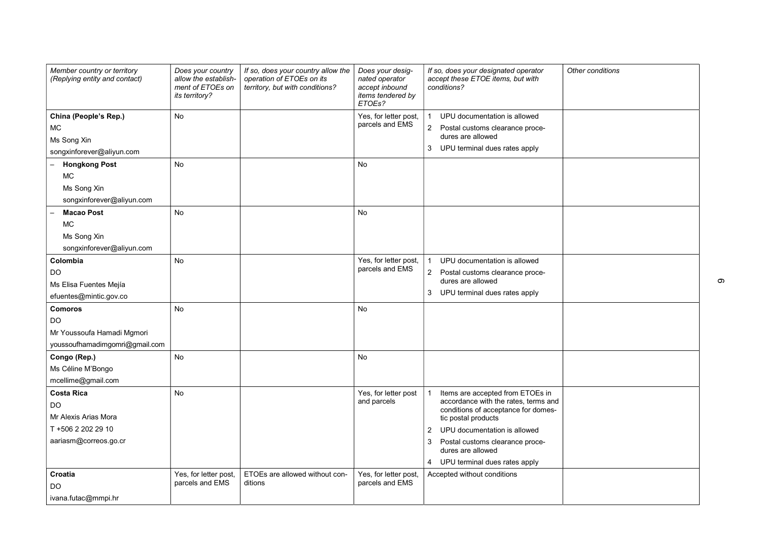| *Member country or territory (Replying entity and contact)* | *Does your country allow the establishment of ETOEs on its territory?* | *If so, does your country allow the operation of ETOEs on its territory, but with conditions?* | *Does your designated operator accept inbound items tendered by ETOEs?* | *If so, does your designated operator accept these ETOE items, but with conditions?* | *Other conditions* |
|---|---|---|---|---|---|
| **China (People's Rep.)**<br>MC<br>Ms Song Xin<br>songxinforever@aliyun.com | No | | Yes, for letter post, parcels and EMS | 1 UPU documentation is allowed<br>2 Postal customs clearance procedures are allowed<br>3 UPU terminal dues rates apply | |
| – **Hongkong Post**<br>MC<br>Ms Song Xin<br>songxinforever@aliyun.com | No | | No | | |
| – **Macao Post**<br>MC<br>Ms Song Xin<br>songxinforever@aliyun.com | No | | No | | |
| **Colombia**<br>DO<br>Ms Elisa Fuentes Mejía<br>efuentes@mintic.gov.co | No | | Yes, for letter post, parcels and EMS | 1 UPU documentation is allowed<br>2 Postal customs clearance procedures are allowed<br>3 UPU terminal dues rates apply | |
| **Comoros**<br>DO<br>Mr Youssoufa Hamadi Mgmori<br>youssoufhamadimgomri@gmail.com | No | | No | | |
| **Congo (Rep.)**<br>Ms Céline M'Bongo<br>mcellime@gmail.com | No | | No | | |
| **Costa Rica**<br>DO<br>Mr Alexis Arias Mora<br>T +506 2 202 29 10<br>aariasm@correos.go.cr | No | | Yes, for letter post and parcels | 1 Items are accepted from ETOEs in accordance with the rates, terms and conditions of acceptance for domestic postal products<br>2 UPU documentation is allowed<br>3 Postal customs clearance procedures are allowed<br>4 UPU terminal dues rates apply | |
| **Croatia**<br>DO<br>ivana.futac@mmpi.hr | Yes, for letter post, parcels and EMS | ETOEs are allowed without conditions | Yes, for letter post, parcels and EMS | Accepted without conditions | |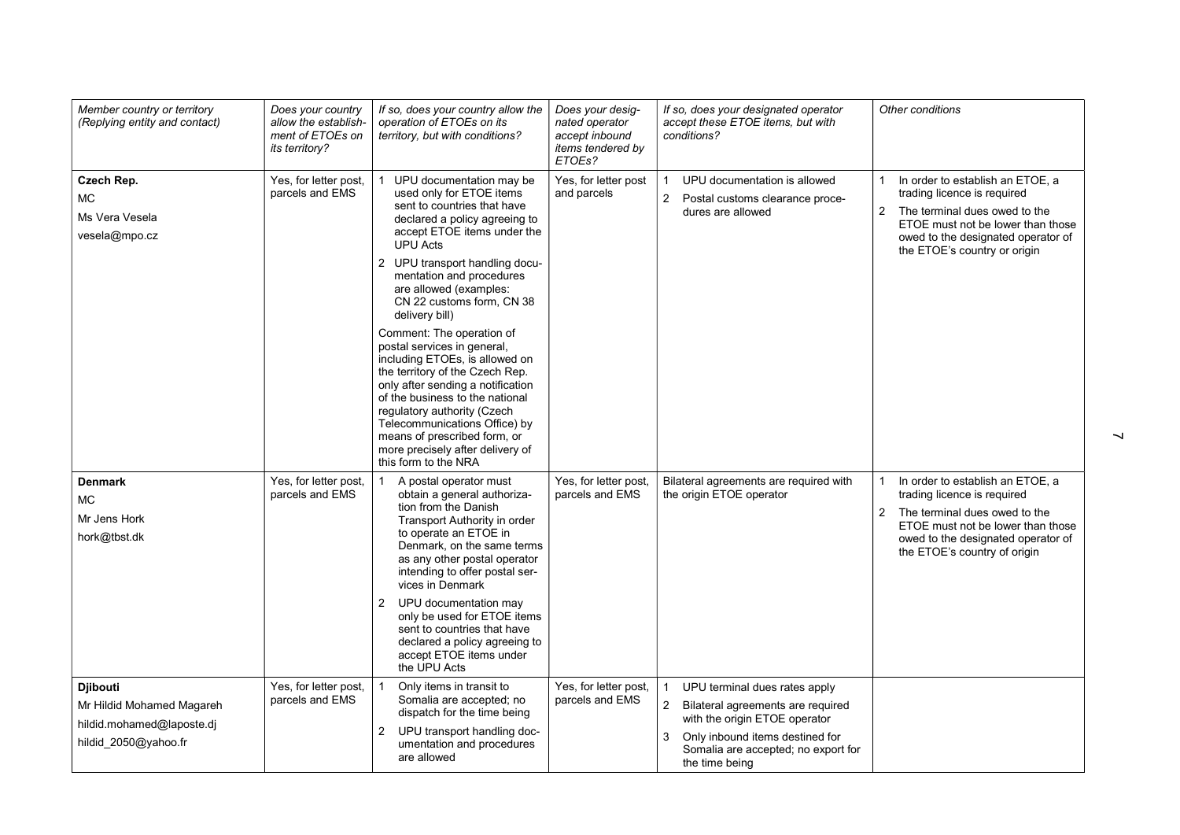| *Member country or territory (Replying entity and contact)* | *Does your country allow the establishment of ETOEs on its territory?* | *If so, does your country allow the operation of ETOEs on its territory, but with conditions?* | *Does your designated operator accept inbound items tendered by ETOEs?* | *If so, does your designated operator accept these ETOE items, but with conditions?* | *Other conditions* |
|---|---|---|---|---|---|
| **Czech Rep.**<br>MC<br>Ms Vera Vesela<br>vesela@mpo.cz | Yes, for letter post, parcels and EMS | 1 UPU documentation may be used only for ETOE items sent to countries that have declared a policy agreeing to accept ETOE items under the UPU Acts<br>2 UPU transport handling documentation and procedures are allowed (examples: CN 22 customs form, CN 38 delivery bill)<br>Comment: The operation of postal services in general, including ETOEs, is allowed on the territory of the Czech Rep. only after sending a notification of the business to the national regulatory authority (Czech Telecommunications Office) by means of prescribed form, or more precisely after delivery of this form to the NRA | Yes, for letter post and parcels | 1 UPU documentation is allowed<br>2 Postal customs clearance procedures are allowed | 1 In order to establish an ETOE, a trading licence is required<br>2 The terminal dues owed to the ETOE must not be lower than those owed to the designated operator of the ETOE's country or origin |
| **Denmark**<br>MC<br>Mr Jens Hork<br>hork@tbst.dk | Yes, for letter post, parcels and EMS | 1 A postal operator must obtain a general authorization from the Danish Transport Authority in order to operate an ETOE in Denmark, on the same terms as any other postal operator intending to offer postal services in Denmark<br>2 UPU documentation may only be used for ETOE items sent to countries that have declared a policy agreeing to accept ETOE items under the UPU Acts | Yes, for letter post, parcels and EMS | Bilateral agreements are required with the origin ETOE operator | 1 In order to establish an ETOE, a trading licence is required<br>2 The terminal dues owed to the ETOE must not be lower than those owed to the designated operator of the ETOE's country of origin |
| **Djibouti**<br>Mr Hildid Mohamed Magareh<br>hildid.mohamed@laposte.dj<br>hildid_2050@yahoo.fr | Yes, for letter post, parcels and EMS | 1 Only items in transit to Somalia are accepted; no dispatch for the time being<br>2 UPU transport handling documentation and procedures are allowed | Yes, for letter post, parcels and EMS | 1 UPU terminal dues rates apply<br>2 Bilateral agreements are required with the origin ETOE operator<br>3 Only inbound items destined for Somalia are accepted; no export for the time being | |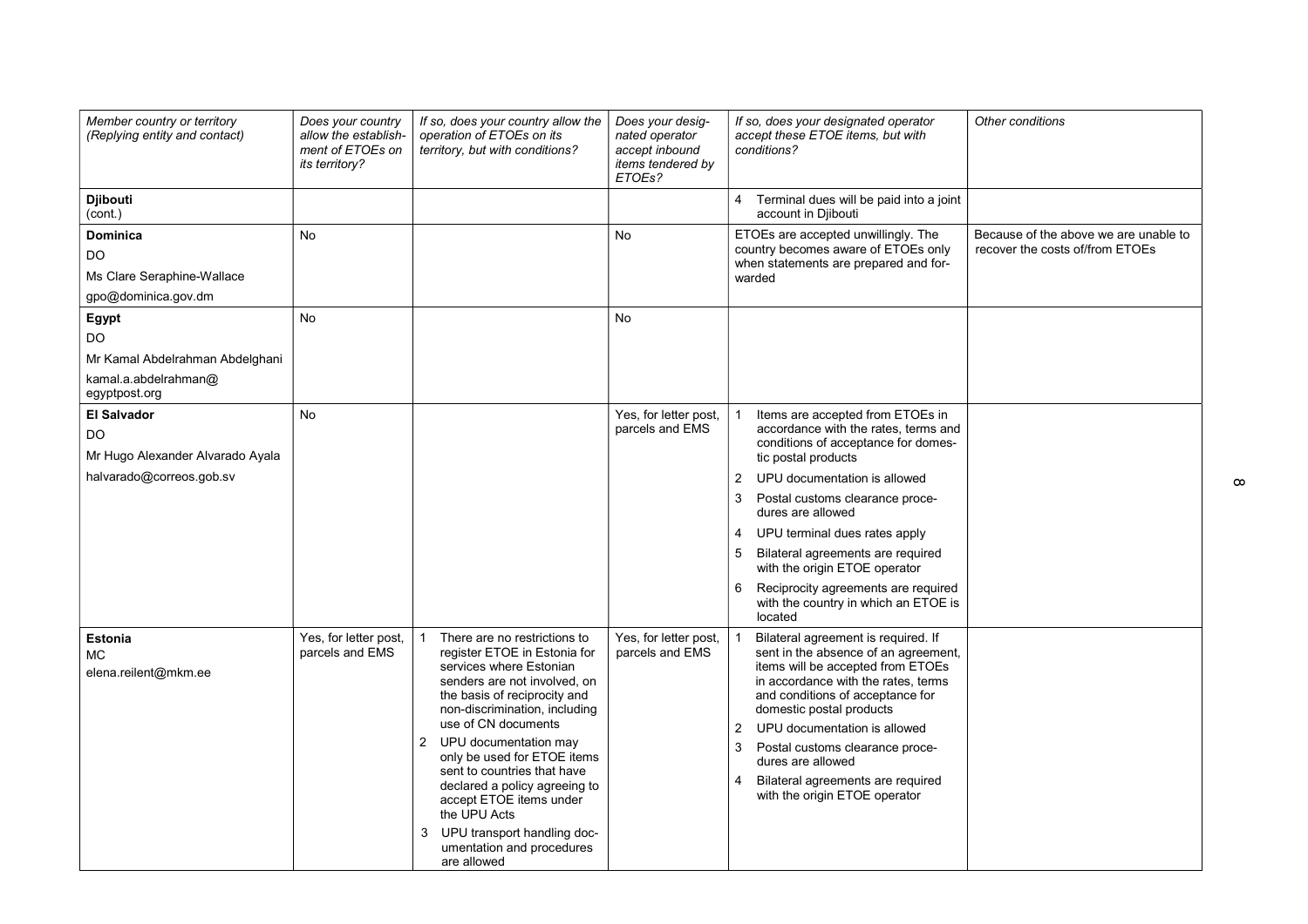| Member country or territory (Replying entity and contact) | Does your country allow the establishment of ETOEs on its territory? | If so, does your country allow the operation of ETOEs on its territory, but with conditions? | Does your designated operator accept inbound items tendered by ETOEs? | If so, does your designated operator accept these ETOE items, but with conditions? | Other conditions |
|---|---|---|---|---|---|
| **Djibouti** (cont.) | | | | 4 Terminal dues will be paid into a joint account in Djibouti | |
| **Dominica**<br>DO<br>Ms Clare Seraphine-Wallace<br>gpo@dominica.gov.dm | No | | No | ETOEs are accepted unwillingly. The country becomes aware of ETOEs only when statements are prepared and forwarded | Because of the above we are unable to recover the costs of/from ETOEs |
| **Egypt**<br>DO<br>Mr Kamal Abdelrahman Abdelghani<br>kamal.a.abdelrahman@egyptpost.org | No | | No | | |
| **El Salvador**<br>DO<br>Mr Hugo Alexander Alvarado Ayala<br>halvarado@correos.gob.sv | No | | Yes, for letter post, parcels and EMS | 1 Items are accepted from ETOEs in accordance with the rates, terms and conditions of acceptance for domestic postal products<br>2 UPU documentation is allowed<br>3 Postal customs clearance procedures are allowed<br>4 UPU terminal dues rates apply<br>5 Bilateral agreements are required with the origin ETOE operator<br>6 Reciprocity agreements are required with the country in which an ETOE is located | |
| **Estonia**<br>MC<br>elena.reilent@mkm.ee | Yes, for letter post, parcels and EMS | 1 There are no restrictions to register ETOE in Estonia for services where Estonian senders are not involved, on the basis of reciprocity and non-discrimination, including use of CN documents<br>2 UPU documentation may only be used for ETOE items sent to countries that have declared a policy agreeing to accept ETOE items under the UPU Acts<br>3 UPU transport handling documentation and procedures are allowed | Yes, for letter post, parcels and EMS | 1 Bilateral agreement is required. If sent in the absence of an agreement, items will be accepted from ETOEs in accordance with the rates, terms and conditions of acceptance for domestic postal products<br>2 UPU documentation is allowed<br>3 Postal customs clearance procedures are allowed<br>4 Bilateral agreements are required with the origin ETOE operator | |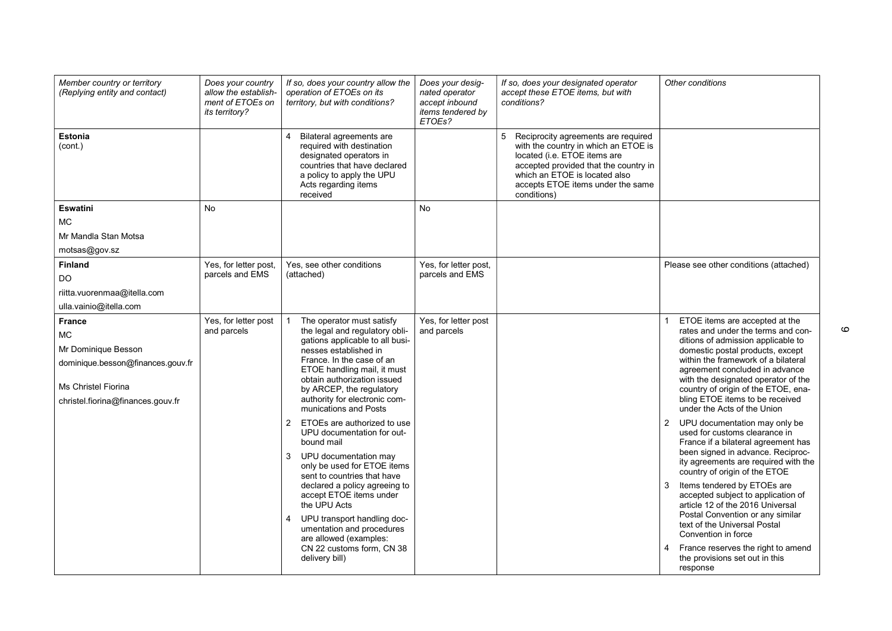| Member country or territory (Replying entity and contact) | Does your country allow the establish-ment of ETOEs on its territory? | If so, does your country allow the operation of ETOEs on its territory, but with conditions? | Does your desig-nated operator accept inbound items tendered by ETOEs? | If so, does your designated operator accept these ETOE items, but with conditions? | Other conditions |
|---|---|---|---|---|---|
| **Estonia** (cont.) | | 4 Bilateral agreements are required with destination designated operators in countries that have declared a policy to apply the UPU Acts regarding items received | | 5 Reciprocity agreements are required with the country in which an ETOE is located (i.e. ETOE items are accepted provided that the country in which an ETOE is located also accepts ETOE items under the same conditions) | |
| **Eswatini**<br>MC<br>Mr Mandla Stan Motsa<br>motsas@gov.sz | No | | No | | |
| **Finland**<br>DO<br>riitta.vuorenmaa@itella.com<br>ulla.vainio@itella.com | Yes, for letter post, parcels and EMS | Yes, see other conditions (attached) | Yes, for letter post, parcels and EMS | | Please see other conditions (attached) |
| **France**<br>MC<br>Mr Dominique Besson<br>dominique.besson@finances.gouv.fr<br>Ms Christel Fiorina<br>christel.fiorina@finances.gouv.fr | Yes, for letter post and parcels | 1 The operator must satisfy the legal and regulatory obligations applicable to all businesses established in France. In the case of an ETOE handling mail, it must obtain authorization issued by ARCEP, the regulatory authority for electronic communications and Posts<br>2 ETOEs are authorized to use UPU documentation for outbound mail<br>3 UPU documentation may only be used for ETOE items sent to countries that have declared a policy agreeing to accept ETOE items under the UPU Acts<br>4 UPU transport handling documentation and procedures are allowed (examples: CN 22 customs form, CN 38 delivery bill) | Yes, for letter post and parcels | | 1 ETOE items are accepted at the rates and under the terms and conditions of admission applicable to domestic postal products, except within the framework of a bilateral agreement concluded in advance with the designated operator of the country of origin of the ETOE, enabling ETOE items to be received under the Acts of the Union<br>2 UPU documentation may only be used for customs clearance in France if a bilateral agreement has been signed in advance. Reciprocity agreements are required with the country of origin of the ETOE<br>3 Items tendered by ETOEs are accepted subject to application of article 12 of the 2016 Universal Postal Convention or any similar text of the Universal Postal Convention in force<br>4 France reserves the right to amend the provisions set out in this response |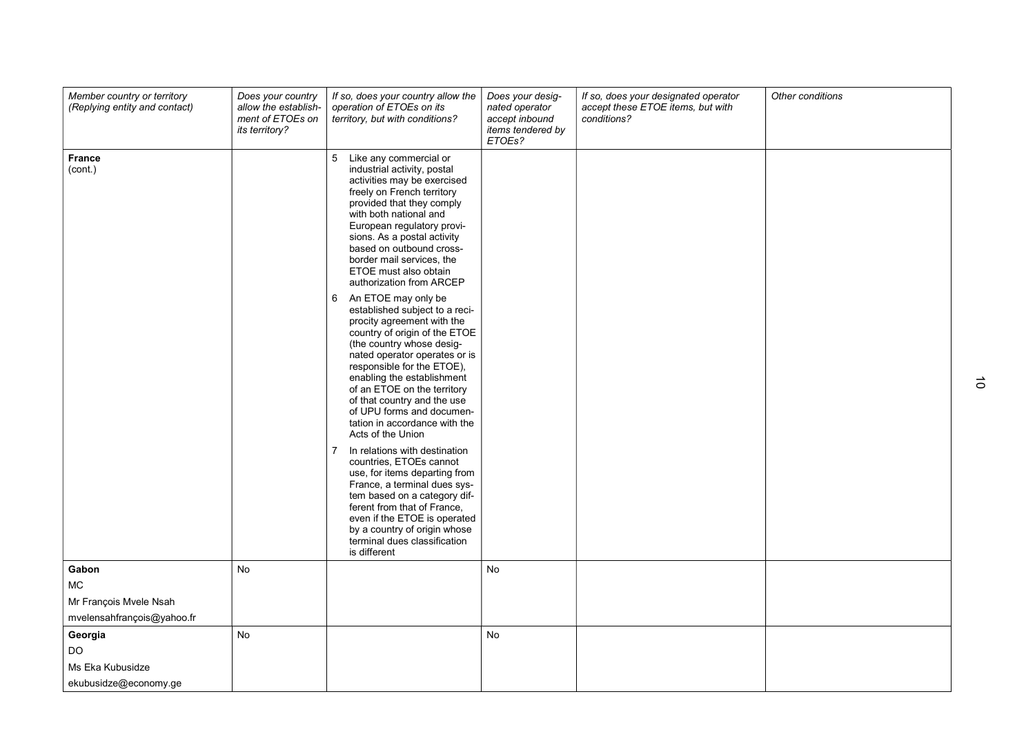| Member country or territory (Replying entity and contact) | Does your country allow the establishment of ETOEs on its territory? | If so, does your country allow the operation of ETOEs on its territory, but with conditions? | Does your designated operator accept inbound items tendered by ETOEs? | If so, does your designated operator accept these ETOE items, but with conditions? | Other conditions |
|---|---|---|---|---|---|
| **France** (cont.) | | 5 Like any commercial or industrial activity, postal activities may be exercised freely on French territory provided that they comply with both national and European regulatory provisions. As a postal activity based on outbound cross-border mail services, the ETOE must also obtain authorization from ARCEP<br>6 An ETOE may only be established subject to a reciprocity agreement with the country of origin of the ETOE (the country whose designated operator operates or is responsible for the ETOE), enabling the establishment of an ETOE on the territory of that country and the use of UPU forms and documentation in accordance with the Acts of the Union<br>7 In relations with destination countries, ETOEs cannot use, for items departing from France, a terminal dues system based on a category different from that of France, even if the ETOE is operated by a country of origin whose terminal dues classification is different | | | |
| **Gabon**<br>MC<br>Mr François Mvele Nsah<br>mvelensahfrançois@yahoo.fr | No | | No | | |
| **Georgia**<br>DO<br>Ms Eka Kubusidze<br>ekubusidze@economy.ge | No | | No | | |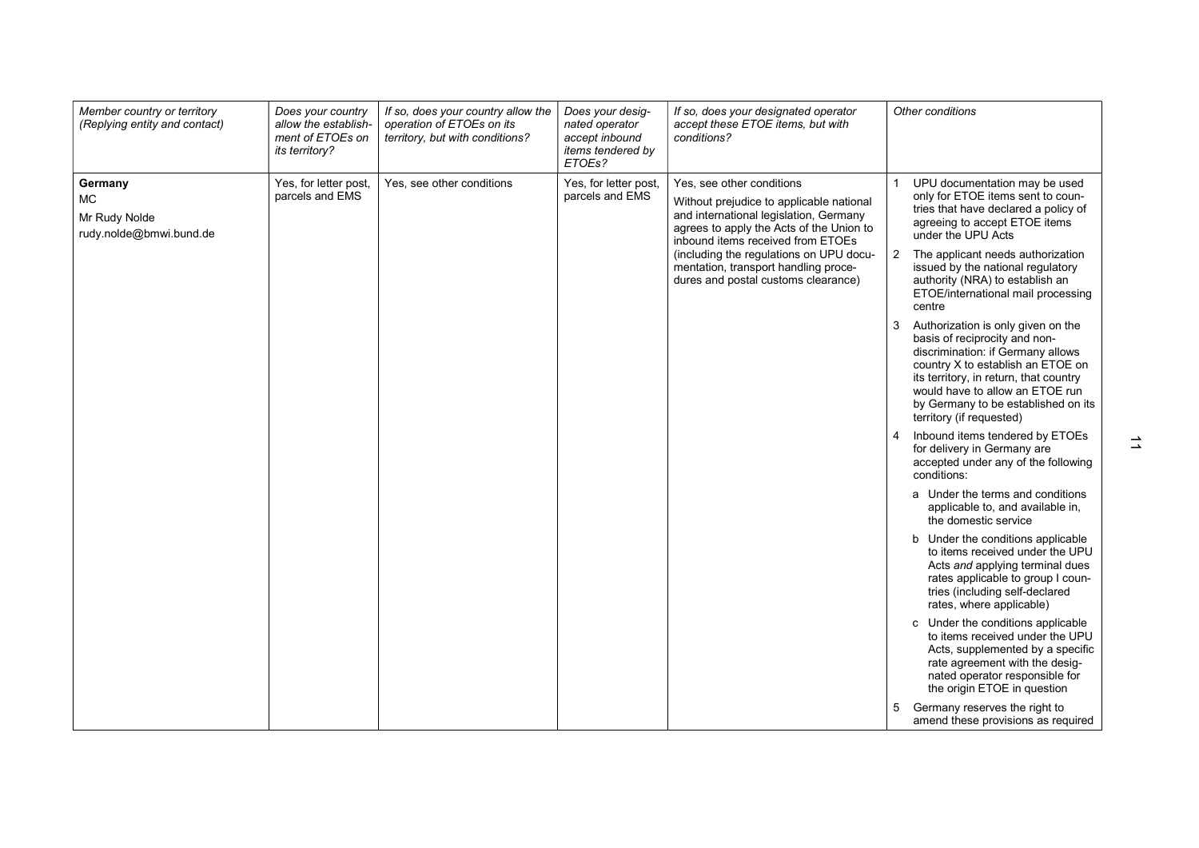| *Member country or territory (Replying entity and contact)* | *Does your country allow the establishment of ETOEs on its territory?* | *If so, does your country allow the operation of ETOEs on its territory, but with conditions?* | *Does your designated operator accept inbound items tendered by ETOEs?* | *If so, does your designated operator accept these ETOE items, but with conditions?* | *Other conditions* |
|---|---|---|---|---|---|
| **Germany**<br>MC<br>Mr Rudy Nolde<br>rudy.nolde@bmwi.bund.de | Yes, for letter post, parcels and EMS | Yes, see other conditions | Yes, for letter post, parcels and EMS | Yes, see other conditions<br>Without prejudice to applicable national and international legislation, Germany agrees to apply the Acts of the Union to inbound items received from ETOEs (including the regulations on UPU documentation, transport handling procedures and postal customs clearance) | 1 UPU documentation may be used only for ETOE items sent to countries that have declared a policy of agreeing to accept ETOE items under the UPU Acts<br>2 The applicant needs authorization issued by the national regulatory authority (NRA) to establish an ETOE/international mail processing centre<br>3 Authorization is only given on the basis of reciprocity and non-discrimination: if Germany allows country X to establish an ETOE on its territory, in return, that country would have to allow an ETOE run by Germany to be established on its territory (if requested)<br>4 Inbound items tendered by ETOEs for delivery in Germany are accepted under any of the following conditions:<br>a Under the terms and conditions applicable to, and available in, the domestic service<br>b Under the conditions applicable to items received under the UPU Acts *and* applying terminal dues rates applicable to group I countries (including self-declared rates, where applicable)<br>c Under the conditions applicable to items received under the UPU Acts, supplemented by a specific rate agreement with the designated operator responsible for the origin ETOE in question<br>5 Germany reserves the right to amend these provisions as required |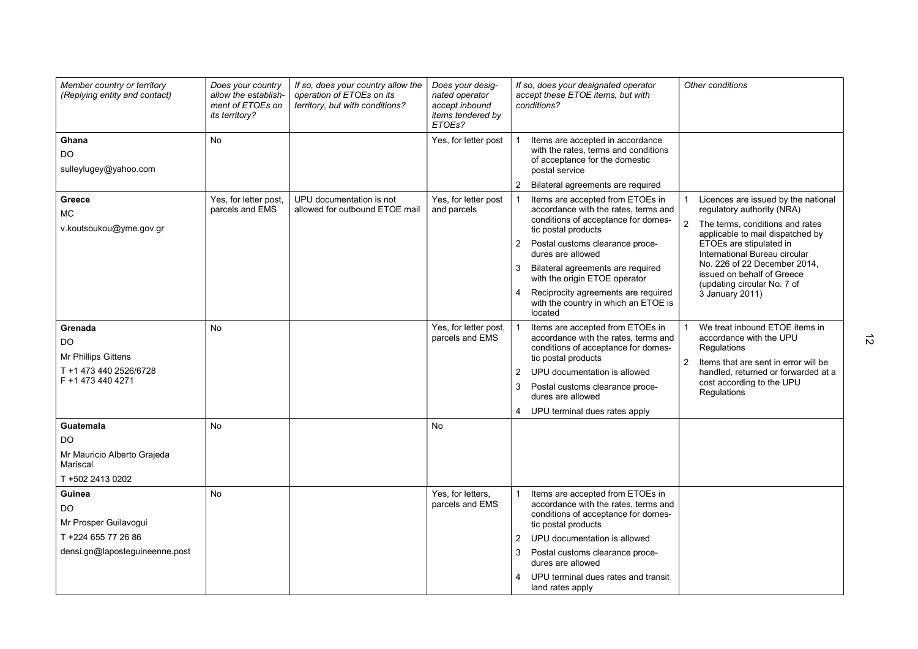| Member country or territory (Replying entity and contact) | Does your country allow the establishment of ETOEs on its territory? | If so, does your country allow the operation of ETOEs on its territory, but with conditions? | Does your designated operator accept inbound items tendered by ETOEs? | If so, does your designated operator accept these ETOE items, but with conditions? | Other conditions |
|---|---|---|---|---|---|
| **Ghana**<br>DO<br>sulleylugey@yahoo.com | No | | Yes, for letter post | 1 Items are accepted in accordance with the rates, terms and conditions of acceptance for the domestic postal service<br>2 Bilateral agreements are required | |
| **Greece**<br>MC<br>v.koutsoukou@yme.gov.gr | Yes, for letter post, parcels and EMS | UPU documentation is not allowed for outbound ETOE mail | Yes, for letter post and parcels | 1 Items are accepted from ETOEs in accordance with the rates, terms and conditions of acceptance for domestic postal products<br>2 Postal customs clearance procedures are allowed<br>3 Bilateral agreements are required with the origin ETOE operator<br>4 Reciprocity agreements are required with the country in which an ETOE is located | 1 Licences are issued by the national regulatory authority (NRA)<br>2 The terms, conditions and rates applicable to mail dispatched by ETOEs are stipulated in International Bureau circular No. 226 of 22 December 2014, issued on behalf of Greece (updating circular No. 7 of 3 January 2011) |
| **Grenada**<br>DO<br>Mr Phillips Gittens<br>T +1 473 440 2526/6728<br>F +1 473 440 4271 | No | | Yes, for letter post, parcels and EMS | 1 Items are accepted from ETOEs in accordance with the rates, terms and conditions of acceptance for domestic postal products<br>2 UPU documentation is allowed<br>3 Postal customs clearance procedures are allowed<br>4 UPU terminal dues rates apply | 1 We treat inbound ETOE items in accordance with the UPU Regulations<br>2 Items that are sent in error will be handled, returned or forwarded at a cost according to the UPU Regulations |
| **Guatemala**<br>DO<br>Mr Mauricio Alberto Grajeda Mariscal<br>T +502 2413 0202 | No | | No | | |
| **Guinea**<br>DO<br>Mr Prosper Guilavogui<br>T +224 655 77 26 86<br>densi.gn@laposteguineenne.post | No | | Yes, for letters, parcels and EMS | 1 Items are accepted from ETOEs in accordance with the rates, terms and conditions of acceptance for domestic postal products<br>2 UPU documentation is allowed<br>3 Postal customs clearance procedures are allowed<br>4 UPU terminal dues rates and transit land rates apply | |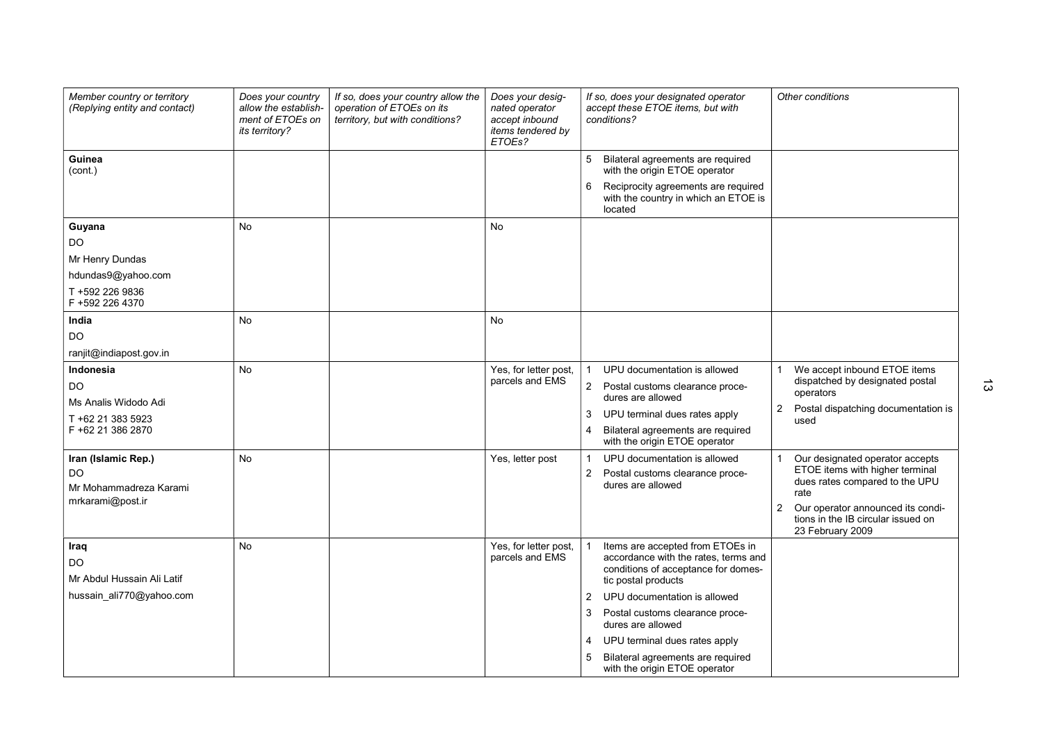| Member country or territory (Replying entity and contact) | Does your country allow the establishment of ETOEs on its territory? | If so, does your country allow the operation of ETOEs on its territory, but with conditions? | Does your designated operator accept inbound items tendered by ETOEs? | If so, does your designated operator accept these ETOE items, but with conditions? | Other conditions |
|---|---|---|---|---|---|
| **Guinea**<br>(cont.) | | | | 5 Bilateral agreements are required with the origin ETOE operator<br>6 Reciprocity agreements are required with the country in which an ETOE is located | |
| **Guyana**<br>DO<br>Mr Henry Dundas<br>hdundas9@yahoo.com<br>T +592 226 9836<br>F +592 226 4370 | No | | No | | |
| **India**<br>DO<br>ranjit@indiapost.gov.in | No | | No | | |
| **Indonesia**<br>DO<br>Ms Analis Widodo Adi<br>T +62 21 383 5923<br>F +62 21 386 2870 | No | | Yes, for letter post, parcels and EMS | 1 UPU documentation is allowed<br>2 Postal customs clearance procedures are allowed<br>3 UPU terminal dues rates apply<br>4 Bilateral agreements are required with the origin ETOE operator | 1 We accept inbound ETOE items dispatched by designated postal operators<br>2 Postal dispatching documentation is used |
| **Iran (Islamic Rep.)**<br>DO<br>Mr Mohammadreza Karami<br>mrkarami@post.ir | No | | Yes, letter post | 1 UPU documentation is allowed<br>2 Postal customs clearance procedures are allowed | 1 Our designated operator accepts ETOE items with higher terminal dues rates compared to the UPU rate<br>2 Our operator announced its conditions in the IB circular issued on 23 February 2009 |
| **Iraq**<br>DO<br>Mr Abdul Hussain Ali Latif<br>hussain_ali770@yahoo.com | No | | Yes, for letter post, parcels and EMS | 1 Items are accepted from ETOEs in accordance with the rates, terms and conditions of acceptance for domestic postal products<br>2 UPU documentation is allowed<br>3 Postal customs clearance procedures are allowed<br>4 UPU terminal dues rates apply<br>5 Bilateral agreements are required with the origin ETOE operator | |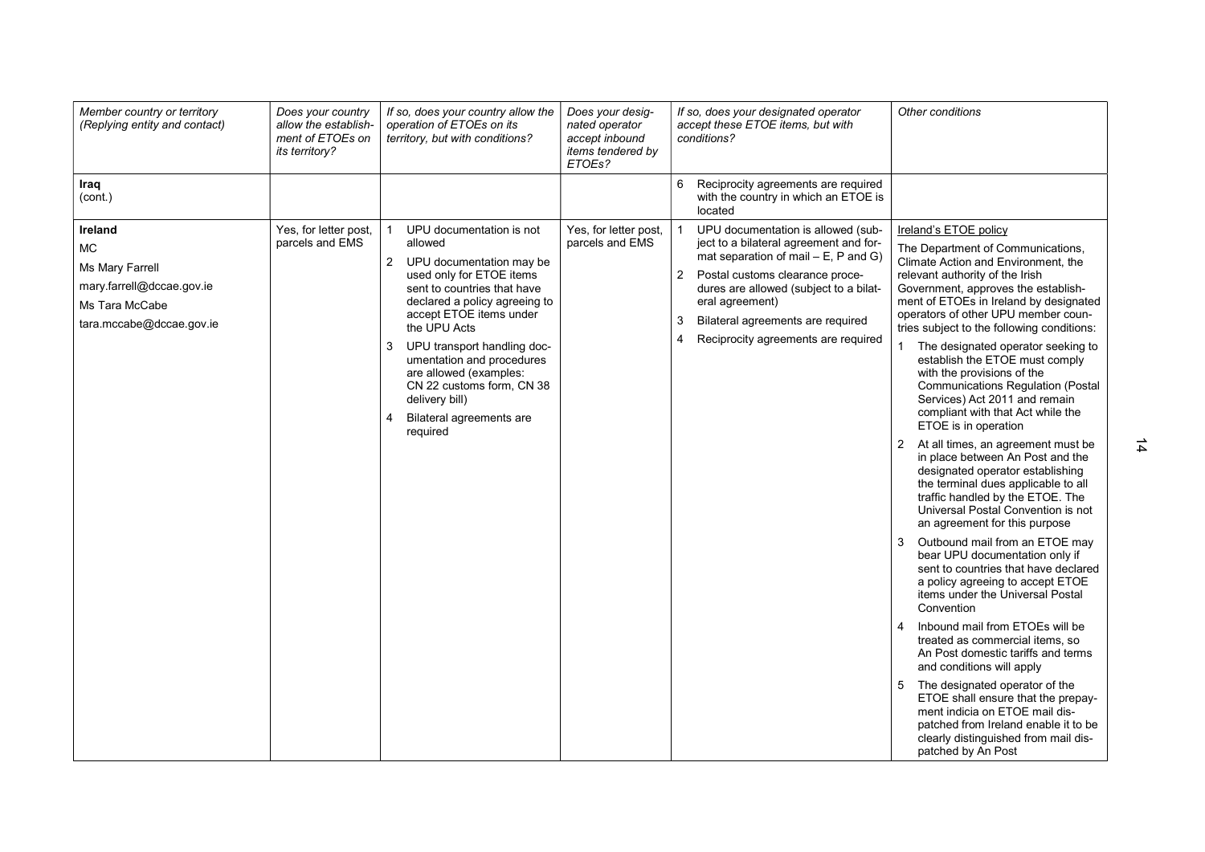| Member country or territory (Replying entity and contact) | Does your country allow the establishment of ETOEs on its territory? | If so, does your country allow the operation of ETOEs on its territory, but with conditions? | Does your designated operator accept inbound items tendered by ETOEs? | If so, does your designated operator accept these ETOE items, but with conditions? | Other conditions |
|---|---|---|---|---|---|
| **Iraq** (cont.) | | | | 6 Reciprocity agreements are required with the country in which an ETOE is located | |
| **Ireland**<br>MC<br>Ms Mary Farrell<br>mary.farrell@dccae.gov.ie<br>Ms Tara McCabe<br>tara.mccabe@dccae.gov.ie | Yes, for letter post, parcels and EMS | 1 UPU documentation is not allowed<br>2 UPU documentation may be used only for ETOE items sent to countries that have declared a policy agreeing to accept ETOE items under the UPU Acts<br>3 UPU transport handling documentation and procedures are allowed (examples: CN 22 customs form, CN 38 delivery bill)<br>4 Bilateral agreements are required | Yes, for letter post, parcels and EMS | 1 UPU documentation is allowed (subject to a bilateral agreement and format separation of mail – E, P and G)<br>2 Postal customs clearance procedures are allowed (subject to a bilateral agreement)<br>3 Bilateral agreements are required<br>4 Reciprocity agreements are required | Ireland's ETOE policy<br>The Department of Communications, Climate Action and Environment, the relevant authority of the Irish Government, approves the establishment of ETOEs in Ireland by designated operators of other UPU member countries subject to the following conditions:<br>1 The designated operator seeking to establish the ETOE must comply with the provisions of the Communications Regulation (Postal Services) Act 2011 and remain compliant with that Act while the ETOE is in operation<br>2 At all times, an agreement must be in place between An Post and the designated operator establishing the terminal dues applicable to all traffic handled by the ETOE. The Universal Postal Convention is not an agreement for this purpose<br>3 Outbound mail from an ETOE may bear UPU documentation only if sent to countries that have declared a policy agreeing to accept ETOE items under the Universal Postal Convention<br>4 Inbound mail from ETOEs will be treated as commercial items, so An Post domestic tariffs and terms and conditions will apply<br>5 The designated operator of the ETOE shall ensure that the prepayment indicia on ETOE mail dispatched from Ireland enable it to be clearly distinguished from mail dispatched by An Post |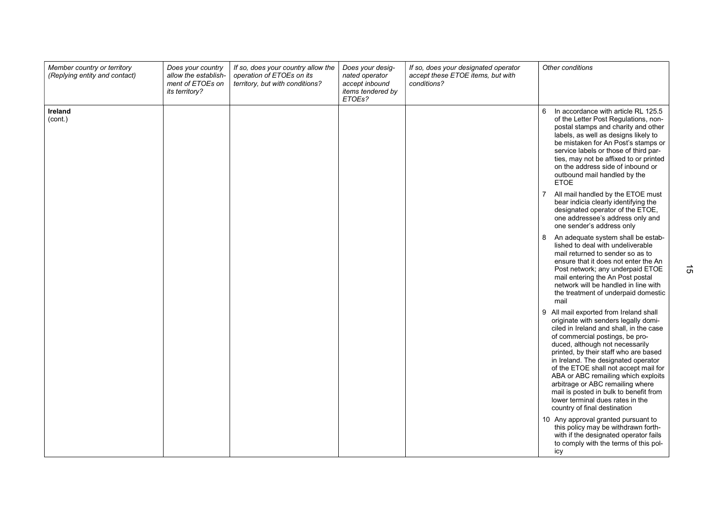| Member country or territory (Replying entity and contact) | Does your country allow the establishment of ETOEs on its territory? | If so, does your country allow the operation of ETOEs on its territory, but with conditions? | Does your designated operator accept inbound items tendered by ETOEs? | If so, does your designated operator accept these ETOE items, but with conditions? | Other conditions |
|---|---|---|---|---|---|
| **Ireland** (cont.) | | | | | 6 In accordance with article RL 125.5 of the Letter Post Regulations, non-postal stamps and charity and other labels, as well as designs likely to be mistaken for An Post's stamps or service labels or those of third parties, may not be affixed to or printed on the address side of inbound or outbound mail handled by the ETOE<br><br>7 All mail handled by the ETOE must bear indicia clearly identifying the designated operator of the ETOE, one addressee's address only and one sender's address only<br><br>8 An adequate system shall be established to deal with undeliverable mail returned to sender so as to ensure that it does not enter the An Post network; any underpaid ETOE mail entering the An Post postal network will be handled in line with the treatment of underpaid domestic mail<br><br>9 All mail exported from Ireland shall originate with senders legally domiciled in Ireland and shall, in the case of commercial postings, be produced, although not necessarily printed, by their staff who are based in Ireland. The designated operator of the ETOE shall not accept mail for ABA or ABC remailing which exploits arbitrage or ABC remailing where mail is posted in bulk to benefit from lower terminal dues rates in the country of final destination<br><br>10 Any approval granted pursuant to this policy may be withdrawn forthwith if the designated operator fails to comply with the terms of this policy |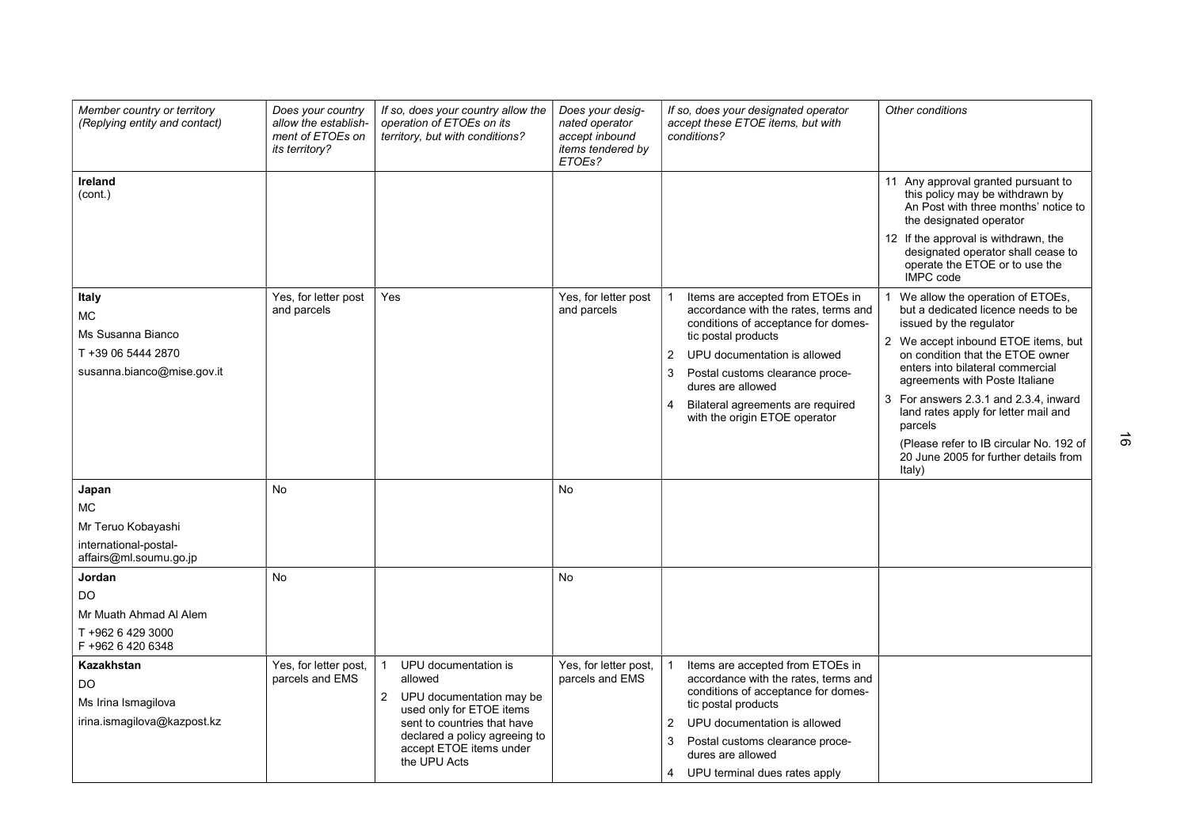| *Member country or territory (Replying entity and contact)* | *Does your country allow the establishment of ETOEs on its territory?* | *If so, does your country allow the operation of ETOEs on its territory, but with conditions?* | *Does your designated operator accept inbound items tendered by ETOEs?* | *If so, does your designated operator accept these ETOE items, but with conditions?* | *Other conditions* |
|---|---|---|---|---|---|
| **Ireland** (cont.) | | | | | 11 Any approval granted pursuant to this policy may be withdrawn by An Post with three months' notice to the designated operator<br>12 If the approval is withdrawn, the designated operator shall cease to operate the ETOE or to use the IMPC code |
| **Italy**<br>MC<br>Ms Susanna Bianco<br>T +39 06 5444 2870<br>susanna.bianco@mise.gov.it | Yes, for letter post and parcels | Yes | Yes, for letter post and parcels | 1 Items are accepted from ETOEs in accordance with the rates, terms and conditions of acceptance for domestic postal products<br>2 UPU documentation is allowed<br>3 Postal customs clearance procedures are allowed<br>4 Bilateral agreements are required with the origin ETOE operator | 1 We allow the operation of ETOEs, but a dedicated licence needs to be issued by the regulator<br>2 We accept inbound ETOE items, but on condition that the ETOE owner enters into bilateral commercial agreements with Poste Italiane<br>3 For answers 2.3.1 and 2.3.4, inward land rates apply for letter mail and parcels<br>(Please refer to IB circular No. 192 of 20 June 2005 for further details from Italy) |
| **Japan**<br>MC<br>Mr Teruo Kobayashi<br>international-postal-affairs@ml.soumu.go.jp | No | | No | | |
| **Jordan**<br>DO<br>Mr Muath Ahmad Al Alem<br>T +962 6 429 3000<br>F +962 6 420 6348 | No | | No | | |
| **Kazakhstan**<br>DO<br>Ms Irina Ismagilova<br>irina.ismagilova@kazpost.kz | Yes, for letter post, parcels and EMS | 1 UPU documentation is allowed<br>2 UPU documentation may be used only for ETOE items sent to countries that have declared a policy agreeing to accept ETOE items under the UPU Acts | Yes, for letter post, parcels and EMS | 1 Items are accepted from ETOEs in accordance with the rates, terms and conditions of acceptance for domestic postal products<br>2 UPU documentation is allowed<br>3 Postal customs clearance procedures are allowed<br>4 UPU terminal dues rates apply | |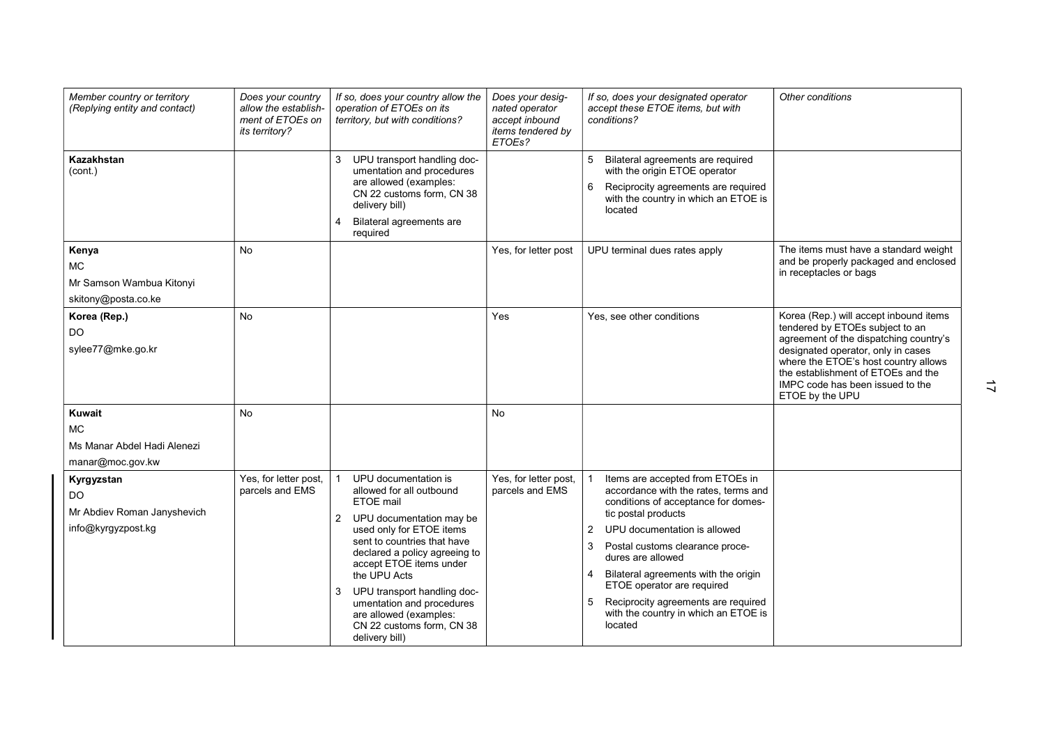| *Member country or territory (Replying entity and contact)* | *Does your country allow the establishment of ETOEs on its territory?* | *If so, does your country allow the operation of ETOEs on its territory, but with conditions?* | *Does your designated operator accept inbound items tendered by ETOEs?* | *If so, does your designated operator accept these ETOE items, but with conditions?* | *Other conditions* |
|---|---|---|---|---|---|
| **Kazakhstan**<br>(cont.) | | 3 UPU transport handling documentation and procedures are allowed (examples: CN 22 customs form, CN 38 delivery bill)<br>4 Bilateral agreements are required | | 5 Bilateral agreements are required with the origin ETOE operator<br>6 Reciprocity agreements are required with the country in which an ETOE is located | |
| **Kenya**<br>MC<br>Mr Samson Wambua Kitonyi<br>skitony@posta.co.ke | No | | Yes, for letter post | UPU terminal dues rates apply | The items must have a standard weight and be properly packaged and enclosed in receptacles or bags |
| **Korea (Rep.)**<br>DO<br>sylee77@mke.go.kr | No | | Yes | Yes, see other conditions | Korea (Rep.) will accept inbound items tendered by ETOEs subject to an agreement of the dispatching country's designated operator, only in cases where the ETOE's host country allows the establishment of ETOEs and the IMPC code has been issued to the ETOE by the UPU |
| **Kuwait**<br>MC<br>Ms Manar Abdel Hadi Alenezi<br>manar@moc.gov.kw | No | | No | | |
| **Kyrgyzstan**<br>DO<br>Mr Abdiev Roman Janyshevich<br>info@kyrgyzpost.kg | Yes, for letter post, parcels and EMS | 1 UPU documentation is allowed for all outbound ETOE mail<br>2 UPU documentation may be used only for ETOE items sent to countries that have declared a policy agreeing to accept ETOE items under the UPU Acts<br>3 UPU transport handling documentation and procedures are allowed (examples: CN 22 customs form, CN 38 delivery bill) | Yes, for letter post, parcels and EMS | 1 Items are accepted from ETOEs in accordance with the rates, terms and conditions of acceptance for domestic postal products<br>2 UPU documentation is allowed<br>3 Postal customs clearance procedures are allowed<br>4 Bilateral agreements with the origin ETOE operator are required<br>5 Reciprocity agreements are required with the country in which an ETOE is located | |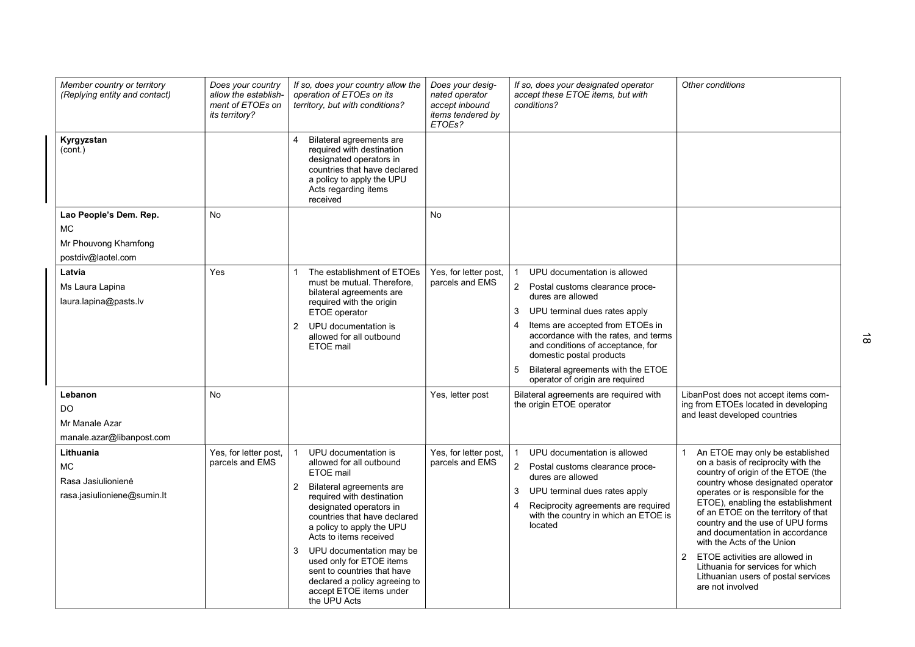| Member country or territory (Replying entity and contact) | Does your country allow the establishment of ETOEs on its territory? | If so, does your country allow the operation of ETOEs on its territory, but with conditions? | Does your designated operator accept inbound items tendered by ETOEs? | If so, does your designated operator accept these ETOE items, but with conditions? | Other conditions |
|---|---|---|---|---|---|
| **Kyrgyzstan** (cont.) | | 4 Bilateral agreements are required with destination designated operators in countries that have declared a policy to apply the UPU Acts regarding items received | | | |
| **Lao People's Dem. Rep.**<br>MC<br>Mr Phouvong Khamfong<br>postdiv@laotel.com | No | | No | | |
| **Latvia**<br>Ms Laura Lapina<br>laura.lapina@pasts.lv | Yes | 1 The establishment of ETOEs must be mutual. Therefore, bilateral agreements are required with the origin ETOE operator<br>2 UPU documentation is allowed for all outbound ETOE mail | Yes, for letter post, parcels and EMS | 1 UPU documentation is allowed<br>2 Postal customs clearance procedures are allowed<br>3 UPU terminal dues rates apply<br>4 Items are accepted from ETOEs in accordance with the rates, and terms and conditions of acceptance, for domestic postal products<br>5 Bilateral agreements with the ETOE operator of origin are required | |
| **Lebanon**<br>DO<br>Mr Manale Azar<br>manale.azar@libanpost.com | No | | Yes, letter post | Bilateral agreements are required with the origin ETOE operator | LibanPost does not accept items coming from ETOEs located in developing and least developed countries |
| **Lithuania**<br>MC<br>Rasa Jasiulionienė<br>rasa.jasiulioniene@sumin.lt | Yes, for letter post, parcels and EMS | 1 UPU documentation is allowed for all outbound ETOE mail<br>2 Bilateral agreements are required with destination designated operators in countries that have declared a policy to apply the UPU Acts to items received<br>3 UPU documentation may be used only for ETOE items sent to countries that have declared a policy agreeing to accept ETOE items under the UPU Acts | Yes, for letter post, parcels and EMS | 1 UPU documentation is allowed<br>2 Postal customs clearance procedures are allowed<br>3 UPU terminal dues rates apply<br>4 Reciprocity agreements are required with the country in which an ETOE is located | 1 An ETOE may only be established on a basis of reciprocity with the country of origin of the ETOE (the country whose designated operator operates or is responsible for the ETOE), enabling the establishment of an ETOE on the territory of that country and the use of UPU forms and documentation in accordance with the Acts of the Union<br>2 ETOE activities are allowed in Lithuania for services for which Lithuanian users of postal services are not involved |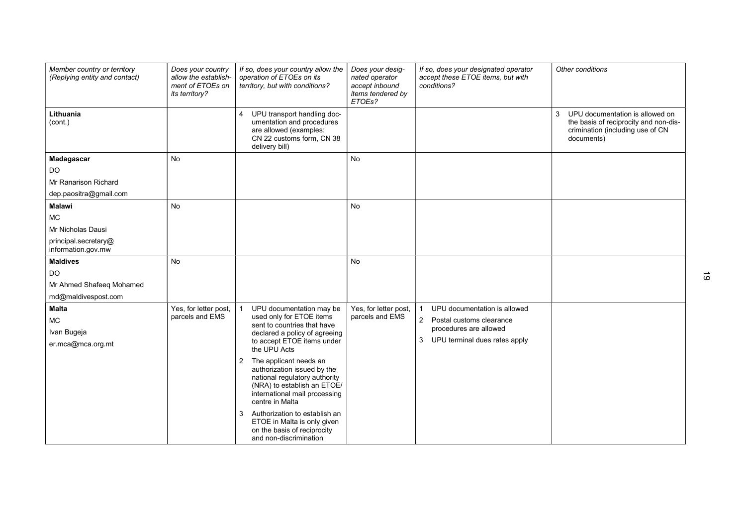| Member country or territory (Replying entity and contact) | Does your country allow the establishment of ETOEs on its territory? | If so, does your country allow the operation of ETOEs on its territory, but with conditions? | Does your designated operator accept inbound items tendered by ETOEs? | If so, does your designated operator accept these ETOE items, but with conditions? | Other conditions |
|---|---|---|---|---|---|
| **Lithuania** (cont.) | | 4 UPU transport handling documentation and procedures are allowed (examples: CN 22 customs form, CN 38 delivery bill) | | | 3 UPU documentation is allowed on the basis of reciprocity and non-discrimination (including use of CN documents) |
| **Madagascar**<br>DO<br>Mr Ranarison Richard<br>dep.paositra@gmail.com | No | | No | | |
| **Malawi**<br>MC<br>Mr Nicholas Dausi<br>principal.secretary@information.gov.mw | No | | No | | |
| **Maldives**<br>DO<br>Mr Ahmed Shafeeq Mohamed<br>md@maldivespost.com | No | | No | | |
| **Malta**<br>MC<br>Ivan Bugeja<br>er.mca@mca.org.mt | Yes, for letter post, parcels and EMS | 1 UPU documentation may be used only for ETOE items sent to countries that have declared a policy of agreeing to accept ETOE items under the UPU Acts<br>2 The applicant needs an authorization issued by the national regulatory authority (NRA) to establish an ETOE/international mail processing centre in Malta<br>3 Authorization to establish an ETOE in Malta is only given on the basis of reciprocity and non-discrimination | Yes, for letter post, parcels and EMS | 1 UPU documentation is allowed<br>2 Postal customs clearance procedures are allowed<br>3 UPU terminal dues rates apply | |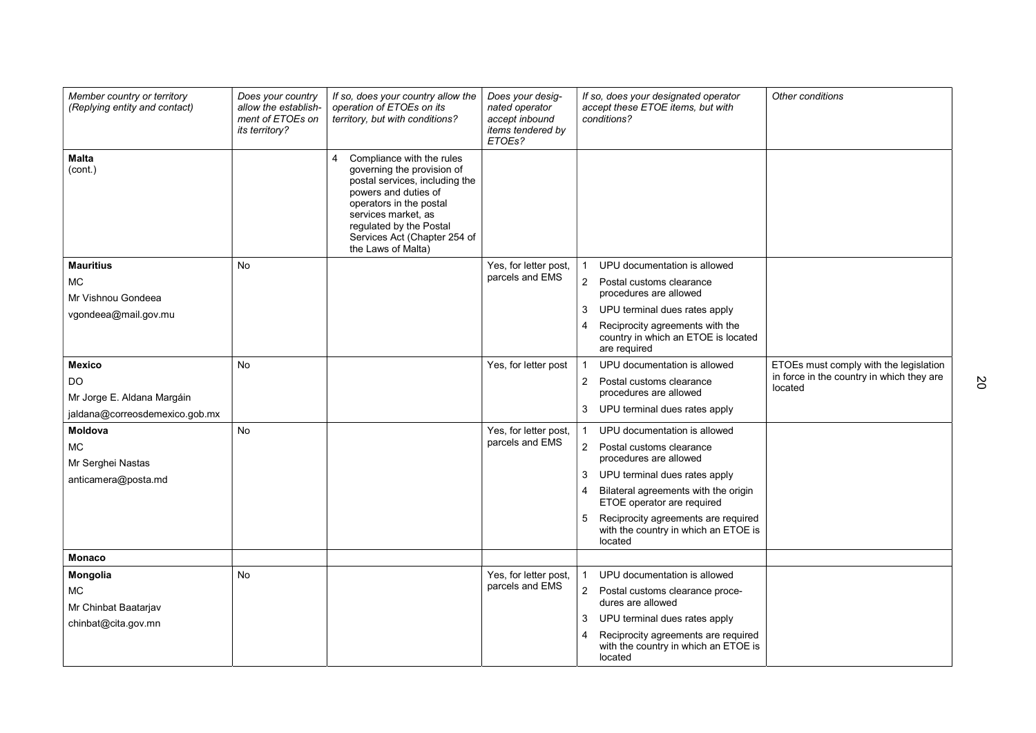| Member country or territory (Replying entity and contact) | Does your country allow the establishment of ETOEs on its territory? | If so, does your country allow the operation of ETOEs on its territory, but with conditions? | Does your designated operator accept inbound items tendered by ETOEs? | If so, does your designated operator accept these ETOE items, but with conditions? | Other conditions |
|---|---|---|---|---|---|
| **Malta** (cont.) | | 4 Compliance with the rules governing the provision of postal services, including the powers and duties of operators in the postal services market, as regulated by the Postal Services Act (Chapter 254 of the Laws of Malta) | | | |
| **Mauritius**<br>MC<br>Mr Vishnou Gondeea<br>vgondeea@mail.gov.mu | No | | Yes, for letter post, parcels and EMS | 1 UPU documentation is allowed<br>2 Postal customs clearance procedures are allowed<br>3 UPU terminal dues rates apply<br>4 Reciprocity agreements with the country in which an ETOE is located are required | |
| **Mexico**<br>DO<br>Mr Jorge E. Aldana Margáin<br>jaldana@correosdemexico.gob.mx | No | | Yes, for letter post | 1 UPU documentation is allowed<br>2 Postal customs clearance procedures are allowed<br>3 UPU terminal dues rates apply | ETOEs must comply with the legislation in force in the country in which they are located |
| **Moldova**<br>MC<br>Mr Serghei Nastas<br>anticamera@posta.md | No | | Yes, for letter post, parcels and EMS | 1 UPU documentation is allowed<br>2 Postal customs clearance procedures are allowed<br>3 UPU terminal dues rates apply<br>4 Bilateral agreements with the origin ETOE operator are required<br>5 Reciprocity agreements are required with the country in which an ETOE is located | |
| **Monaco** | | | | | |
| **Mongolia**<br>MC<br>Mr Chinbat Baatarjav<br>chinbat@cita.gov.mn | No | | Yes, for letter post, parcels and EMS | 1 UPU documentation is allowed<br>2 Postal customs clearance procedures are allowed<br>3 UPU terminal dues rates apply<br>4 Reciprocity agreements are required with the country in which an ETOE is located | |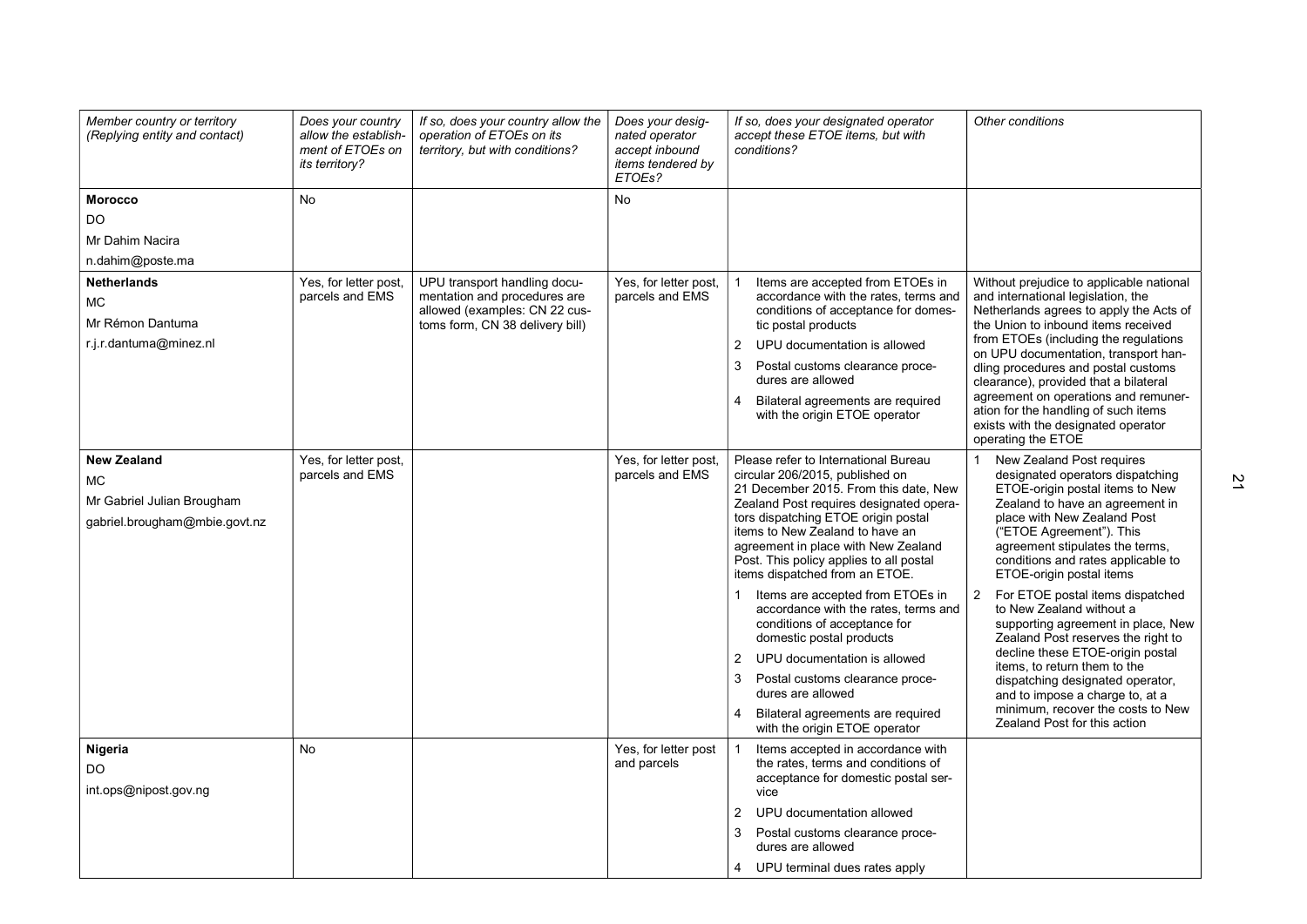| Member country or territory (Replying entity and contact) | Does your country allow the establishment of ETOEs on its territory? | If so, does your country allow the operation of ETOEs on its territory, but with conditions? | Does your designated operator accept inbound items tendered by ETOEs? | If so, does your designated operator accept these ETOE items, but with conditions? | Other conditions |
|---|---|---|---|---|---|
| **Morocco**<br>DO<br>Mr Dahim Nacira<br>n.dahim@poste.ma | No | | No | | |
| **Netherlands**<br>MC<br>Mr Rémon Dantuma<br>r.j.r.dantuma@minez.nl | Yes, for letter post, parcels and EMS | UPU transport handling documentation and procedures are allowed (examples: CN 22 customs form, CN 38 delivery bill) | Yes, for letter post, parcels and EMS | 1 Items are accepted from ETOEs in accordance with the rates, terms and conditions of acceptance for domestic postal products<br>2 UPU documentation is allowed<br>3 Postal customs clearance procedures are allowed<br>4 Bilateral agreements are required with the origin ETOE operator | Without prejudice to applicable national and international legislation, the Netherlands agrees to apply the Acts of the Union to inbound items received from ETOEs (including the regulations on UPU documentation, transport handling procedures and postal customs clearance), provided that a bilateral agreement on operations and remuneration for the handling of such items exists with the designated operator operating the ETOE |
| **New Zealand**<br>MC<br>Mr Gabriel Julian Brougham<br>gabriel.brougham@mbie.govt.nz | Yes, for letter post, parcels and EMS | | Yes, for letter post, parcels and EMS | Please refer to International Bureau circular 206/2015, published on 21 December 2015. From this date, New Zealand Post requires designated operators dispatching ETOE origin postal items to New Zealand to have an agreement in place with New Zealand Post. This policy applies to all postal items dispatched from an ETOE.<br>1 Items are accepted from ETOEs in accordance with the rates, terms and conditions of acceptance for domestic postal products<br>2 UPU documentation is allowed<br>3 Postal customs clearance procedures are allowed<br>4 Bilateral agreements are required with the origin ETOE operator | 1 New Zealand Post requires designated operators dispatching ETOE-origin postal items to New Zealand to have an agreement in place with New Zealand Post ("ETOE Agreement"). This agreement stipulates the terms, conditions and rates applicable to ETOE-origin postal items<br>2 For ETOE postal items dispatched to New Zealand without a supporting agreement in place, New Zealand Post reserves the right to decline these ETOE-origin postal items, to return them to the dispatching designated operator, and to impose a charge to, at a minimum, recover the costs to New Zealand Post for this action |
| **Nigeria**<br>DO<br>int.ops@nipost.gov.ng | No | | Yes, for letter post and parcels | 1 Items accepted in accordance with the rates, terms and conditions of acceptance for domestic postal service<br>2 UPU documentation allowed<br>3 Postal customs clearance procedures are allowed<br>4 UPU terminal dues rates apply | |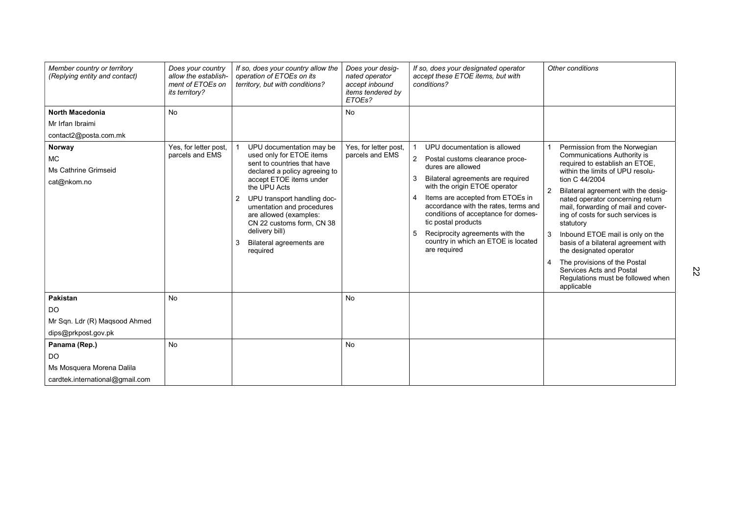| Member country or territory (Replying entity and contact) | Does your country allow the establishment of ETOEs on its territory? | If so, does your country allow the operation of ETOEs on its territory, but with conditions? | Does your designated operator accept inbound items tendered by ETOEs? | If so, does your designated operator accept these ETOE items, but with conditions? | Other conditions |
|---|---|---|---|---|---|
| **North Macedonia**<br>Mr Irfan Ibraimi<br>contact2@posta.com.mk | No | | No | | |
| **Norway**<br>MC<br>Ms Cathrine Grimseid<br>cat@nkom.no | Yes, for letter post, parcels and EMS | 1 UPU documentation may be used only for ETOE items sent to countries that have declared a policy agreeing to accept ETOE items under the UPU Acts<br>2 UPU transport handling documentation and procedures are allowed (examples: CN 22 customs form, CN 38 delivery bill)<br>3 Bilateral agreements are required | Yes, for letter post, parcels and EMS | 1 UPU documentation is allowed<br>2 Postal customs clearance procedures are allowed<br>3 Bilateral agreements are required with the origin ETOE operator<br>4 Items are accepted from ETOEs in accordance with the rates, terms and conditions of acceptance for domestic postal products<br>5 Reciprocity agreements with the country in which an ETOE is located are required | 1 Permission from the Norwegian Communications Authority is required to establish an ETOE, within the limits of UPU resolution C 44/2004<br>2 Bilateral agreement with the designated operator concerning return mail, forwarding of mail and covering of costs for such services is statutory<br>3 Inbound ETOE mail is only on the basis of a bilateral agreement with the designated operator<br>4 The provisions of the Postal Services Acts and Postal Regulations must be followed when applicable |
| **Pakistan**<br>DO<br>Mr Sqn. Ldr (R) Maqsood Ahmed<br>dips@prkpost.gov.pk | No | | No | | |
| **Panama (Rep.)**<br>DO<br>Ms Mosquera Morena Dalila<br>cardtek.international@gmail.com | No | | No | | |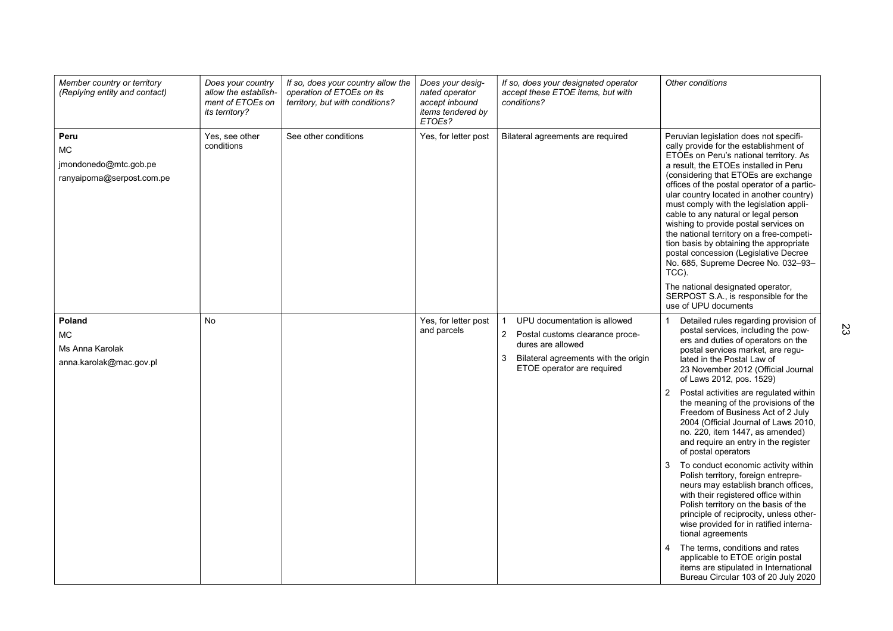| Member country or territory (Replying entity and contact) | Does your country allow the establishment of ETOEs on its territory? | If so, does your country allow the operation of ETOEs on its territory, but with conditions? | Does your designated operator accept inbound items tendered by ETOEs? | If so, does your designated operator accept these ETOE items, but with conditions? | Other conditions |
|---|---|---|---|---|---|
| **Peru**<br>MC<br>jmondonedo@mtc.gob.pe<br>ranyaipoma@serpost.com.pe | Yes, see other conditions | See other conditions | Yes, for letter post | Bilateral agreements are required | Peruvian legislation does not specifically provide for the establishment of ETOEs on Peru's national territory. As a result, the ETOEs installed in Peru (considering that ETOEs are exchange offices of the postal operator of a particular country located in another country) must comply with the legislation applicable to any natural or legal person wishing to provide postal services on the national territory on a free-competition basis by obtaining the appropriate postal concession (Legislative Decree No. 685, Supreme Decree No. 032–93–TCC).<br>The national designated operator, SERPOST S.A., is responsible for the use of UPU documents |
| **Poland**<br>MC<br>Ms Anna Karolak<br>anna.karolak@mac.gov.pl | No | | Yes, for letter post and parcels | 1 UPU documentation is allowed<br>2 Postal customs clearance procedures are allowed<br>3 Bilateral agreements with the origin ETOE operator are required | 1 Detailed rules regarding provision of postal services, including the powers and duties of operators on the postal services market, are regulated in the Postal Law of 23 November 2012 (Official Journal of Laws 2012, pos. 1529)<br>2 Postal activities are regulated within the meaning of the provisions of the Freedom of Business Act of 2 July 2004 (Official Journal of Laws 2010, no. 220, item 1447, as amended) and require an entry in the register of postal operators<br>3 To conduct economic activity within Polish territory, foreign entrepreneurs may establish branch offices, with their registered office within Polish territory on the basis of the principle of reciprocity, unless otherwise provided for in ratified international agreements<br>4 The terms, conditions and rates applicable to ETOE origin postal items are stipulated in International Bureau Circular 103 of 20 July 2020 |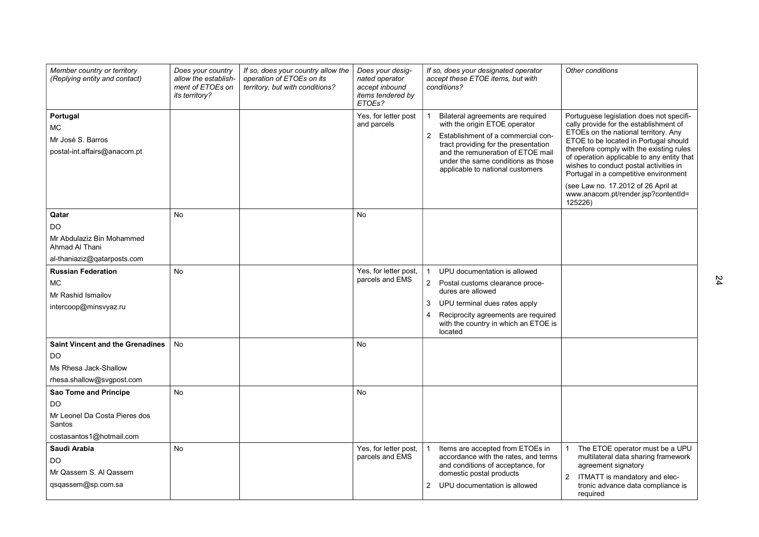| Member country or territory (Replying entity and contact) | Does your country allow the establishment of ETOEs on its territory? | If so, does your country allow the operation of ETOEs on its territory, but with conditions? | Does your designated operator accept inbound items tendered by ETOEs? | If so, does your designated operator accept these ETOE items, but with conditions? | Other conditions |
|---|---|---|---|---|---|
| **Portugal**<br>MC<br>Mr José S. Barros<br>postal-int.affairs@anacom.pt | | | Yes, for letter post and parcels | 1 Bilateral agreements are required with the origin ETOE operator<br>2 Establishment of a commercial contract providing for the presentation and the remuneration of ETOE mail under the same conditions as those applicable to national customers | Portuguese legislation does not specifically provide for the establishment of ETOEs on the national territory. Any ETOE to be located in Portugal should therefore comply with the existing rules of operation applicable to any entity that wishes to conduct postal activities in Portugal in a competitive environment<br>(see Law no. 17.2012 of 26 April at www.anacom.pt/render.jsp?contentId=125226) |
| **Qatar**<br>DO<br>Mr Abdulaziz Bin Mohammed Ahmad Al Thani<br>al-thaniaziz@qatarposts.com | No | | No | | |
| **Russian Federation**<br>MC<br>Mr Rashid Ismailov<br>intercoop@minsvyaz.ru | No | | Yes, for letter post, parcels and EMS | 1 UPU documentation is allowed<br>2 Postal customs clearance procedures are allowed<br>3 UPU terminal dues rates apply<br>4 Reciprocity agreements are required with the country in which an ETOE is located | |
| **Saint Vincent and the Grenadines**<br>DO<br>Ms Rhesa Jack-Shallow<br>rhesa.shallow@svgpost.com | No | | No | | |
| **Sao Tome and Principe**<br>DO<br>Mr Leonel Da Costa Pieres dos Santos<br>costasantos1@hotmail.com | No | | No | | |
| **Saudi Arabia**<br>DO<br>Mr Qassem S. Al Qassem<br>qsqassem@sp.com.sa | No | | Yes, for letter post, parcels and EMS | 1 Items are accepted from ETOEs in accordance with the rates, and terms and conditions of acceptance, for domestic postal products<br>2 UPU documentation is allowed | 1 The ETOE operator must be a UPU multilateral data sharing framework agreement signatory<br>2 ITMATT is mandatory and electronic advance data compliance is required |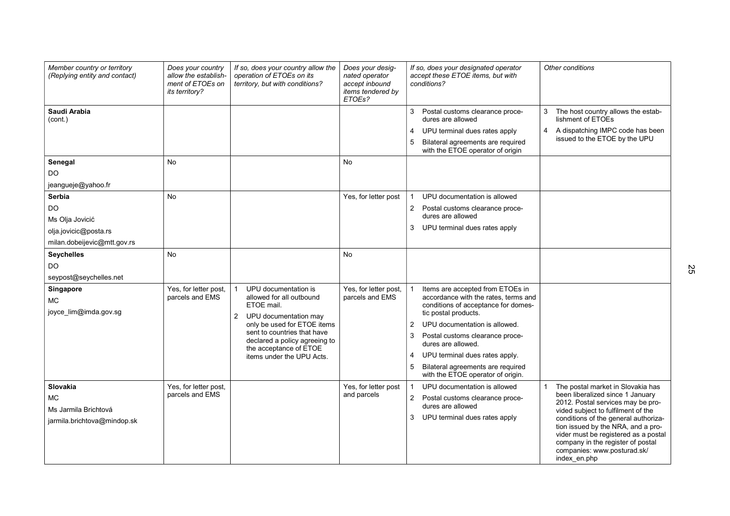| Member country or territory (Replying entity and contact) | Does your country allow the establishment of ETOEs on its territory? | If so, does your country allow the operation of ETOEs on its territory, but with conditions? | Does your designated operator accept inbound items tendered by ETOEs? | If so, does your designated operator accept these ETOE items, but with conditions? | Other conditions |
|---|---|---|---|---|---|
| **Saudi Arabia** (cont.) | | | | 3 Postal customs clearance procedures are allowed<br>4 UPU terminal dues rates apply<br>5 Bilateral agreements are required with the ETOE operator of origin | 3 The host country allows the establishment of ETOEs<br>4 A dispatching IMPC code has been issued to the ETOE by the UPU |
| **Senegal**<br>DO<br>jeangueje@yahoo.fr | No | | No | | |
| **Serbia**<br>DO<br>Ms Olja Jovicić<br>olja.jovicic@posta.rs<br>milan.dobeijevic@mtt.gov.rs | No | | Yes, for letter post | 1 UPU documentation is allowed<br>2 Postal customs clearance procedures are allowed<br>3 UPU terminal dues rates apply | |
| **Seychelles**<br>DO<br>seypost@seychelles.net | No | | No | | |
| **Singapore**<br>MC<br>joyce_lim@imda.gov.sg | Yes, for letter post, parcels and EMS | 1 UPU documentation is allowed for all outbound ETOE mail.<br>2 UPU documentation may only be used for ETOE items sent to countries that have declared a policy agreeing to the acceptance of ETOE items under the UPU Acts. | Yes, for letter post, parcels and EMS | 1 Items are accepted from ETOEs in accordance with the rates, terms and conditions of acceptance for domestic postal products.<br>2 UPU documentation is allowed.<br>3 Postal customs clearance procedures are allowed.<br>4 UPU terminal dues rates apply.<br>5 Bilateral agreements are required with the ETOE operator of origin. | |
| **Slovakia**<br>MC<br>Ms Jarmila Brichtová<br>jarmila.brichtova@mindop.sk | Yes, for letter post, parcels and EMS | | Yes, for letter post and parcels | 1 UPU documentation is allowed<br>2 Postal customs clearance procedures are allowed<br>3 UPU terminal dues rates apply | 1 The postal market in Slovakia has been liberalized since 1 January 2012. Postal services may be provided subject to fulfilment of the conditions of the general authorization issued by the NRA, and a provider must be registered as a postal company in the register of postal companies: www.posturad.sk/index_en.php |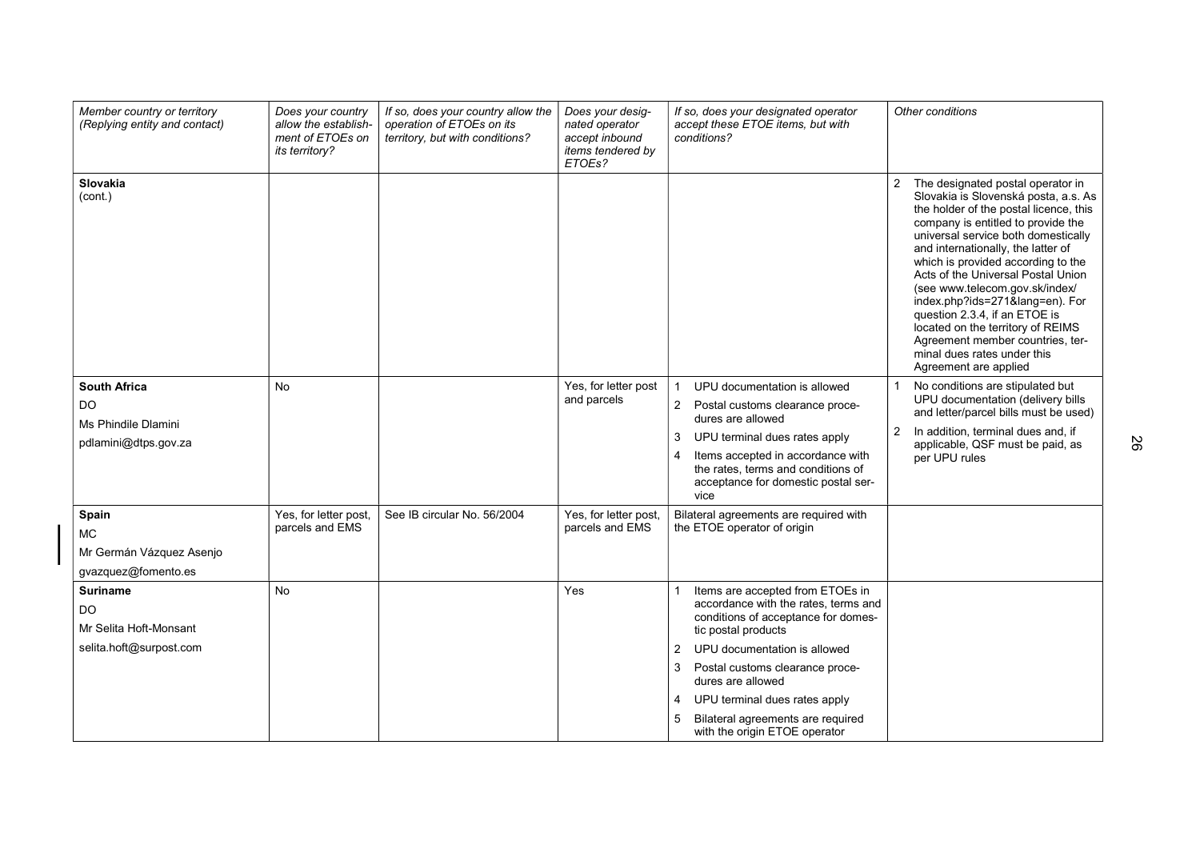| Member country or territory (Replying entity and contact) | Does your country allow the establishment of ETOEs on its territory? | If so, does your country allow the operation of ETOEs on its territory, but with conditions? | Does your designated operator accept inbound items tendered by ETOEs? | If so, does your designated operator accept these ETOE items, but with conditions? | Other conditions |
|---|---|---|---|---|---|
| **Slovakia** (cont.) | | | | | 2 The designated postal operator in Slovakia is Slovenská posta, a.s. As the holder of the postal licence, this company is entitled to provide the universal service both domestically and internationally, the latter of which is provided according to the Acts of the Universal Postal Union (see www.telecom.gov.sk/index/index.php?ids=271&lang=en). For question 2.3.4, if an ETOE is located on the territory of REIMS Agreement member countries, terminal dues rates under this Agreement are applied |
| **South Africa**<br>DO<br>Ms Phindile Dlamini<br>pdlamini@dtps.gov.za | No | | Yes, for letter post and parcels | 1 UPU documentation is allowed<br>2 Postal customs clearance procedures are allowed<br>3 UPU terminal dues rates apply<br>4 Items accepted in accordance with the rates, terms and conditions of acceptance for domestic postal service | 1 No conditions are stipulated but UPU documentation (delivery bills and letter/parcel bills must be used)<br>2 In addition, terminal dues and, if applicable, QSF must be paid, as per UPU rules |
| **Spain**<br>MC<br>Mr Germán Vázquez Asenjo<br>gvazquez@fomento.es | Yes, for letter post, parcels and EMS | See IB circular No. 56/2004 | Yes, for letter post, parcels and EMS | Bilateral agreements are required with the ETOE operator of origin | |
| **Suriname**<br>DO<br>Mr Selita Hoft-Monsant<br>selita.hoft@surpost.com | No | | Yes | 1 Items are accepted from ETOEs in accordance with the rates, terms and conditions of acceptance for domestic postal products<br>2 UPU documentation is allowed<br>3 Postal customs clearance procedures are allowed<br>4 UPU terminal dues rates apply<br>5 Bilateral agreements are required with the origin ETOE operator | |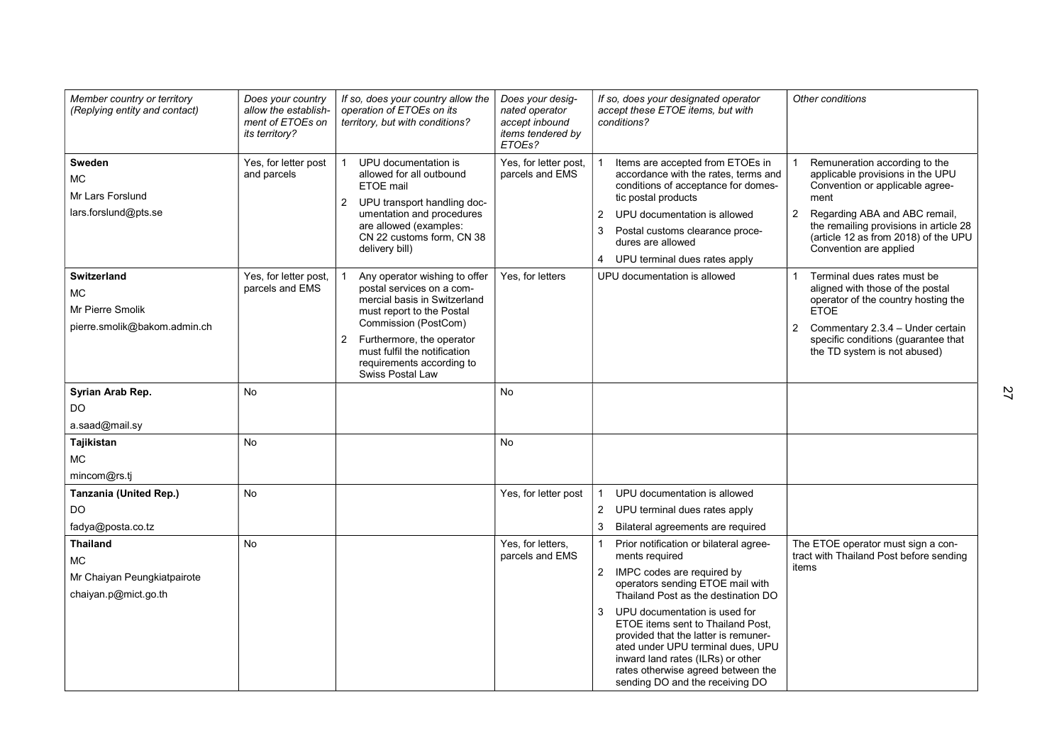| *Member country or territory (Replying entity and contact)* | *Does your country allow the establishment of ETOEs on its territory?* | *If so, does your country allow the operation of ETOEs on its territory, but with conditions?* | *Does your designated operator accept inbound items tendered by ETOEs?* | *If so, does your designated operator accept these ETOE items, but with conditions?* | *Other conditions* |
|---|---|---|---|---|---|
| **Sweden**<br>MC<br>Mr Lars Forslund<br>lars.forslund@pts.se | Yes, for letter post and parcels | 1 UPU documentation is allowed for all outbound ETOE mail<br>2 UPU transport handling documentation and procedures are allowed (examples: CN 22 customs form, CN 38 delivery bill) | Yes, for letter post, parcels and EMS | 1 Items are accepted from ETOEs in accordance with the rates, terms and conditions of acceptance for domestic postal products<br>2 UPU documentation is allowed<br>3 Postal customs clearance procedures are allowed<br>4 UPU terminal dues rates apply | 1 Remuneration according to the applicable provisions in the UPU Convention or applicable agreement<br>2 Regarding ABA and ABC remail, the remailing provisions in article 28 (article 12 as from 2018) of the UPU Convention are applied |
| **Switzerland**<br>MC<br>Mr Pierre Smolik<br>pierre.smolik@bakom.admin.ch | Yes, for letter post, parcels and EMS | 1 Any operator wishing to offer postal services on a commercial basis in Switzerland must report to the Postal Commission (PostCom)<br>2 Furthermore, the operator must fulfil the notification requirements according to Swiss Postal Law | Yes, for letters | UPU documentation is allowed | 1 Terminal dues rates must be aligned with those of the postal operator of the country hosting the ETOE<br>2 Commentary 2.3.4 – Under certain specific conditions (guarantee that the TD system is not abused) |
| **Syrian Arab Rep.**<br>DO<br>a.saad@mail.sy | No | | No | | |
| **Tajikistan**<br>MC<br>mincom@rs.tj | No | | No | | |
| **Tanzania (United Rep.)**<br>DO<br>fadya@posta.co.tz | No | | Yes, for letter post | 1 UPU documentation is allowed<br>2 UPU terminal dues rates apply<br>3 Bilateral agreements are required | |
| **Thailand**<br>MC<br>Mr Chaiyan Peungkiatpairote<br>chaiyan.p@mict.go.th | No | | Yes, for letters, parcels and EMS | 1 Prior notification or bilateral agreements required<br>2 IMPC codes are required by operators sending ETOE mail with Thailand Post as the destination DO<br>3 UPU documentation is used for ETOE items sent to Thailand Post, provided that the latter is remunerated under UPU terminal dues, UPU inward land rates (ILRs) or other rates otherwise agreed between the sending DO and the receiving DO | The ETOE operator must sign a contract with Thailand Post before sending items |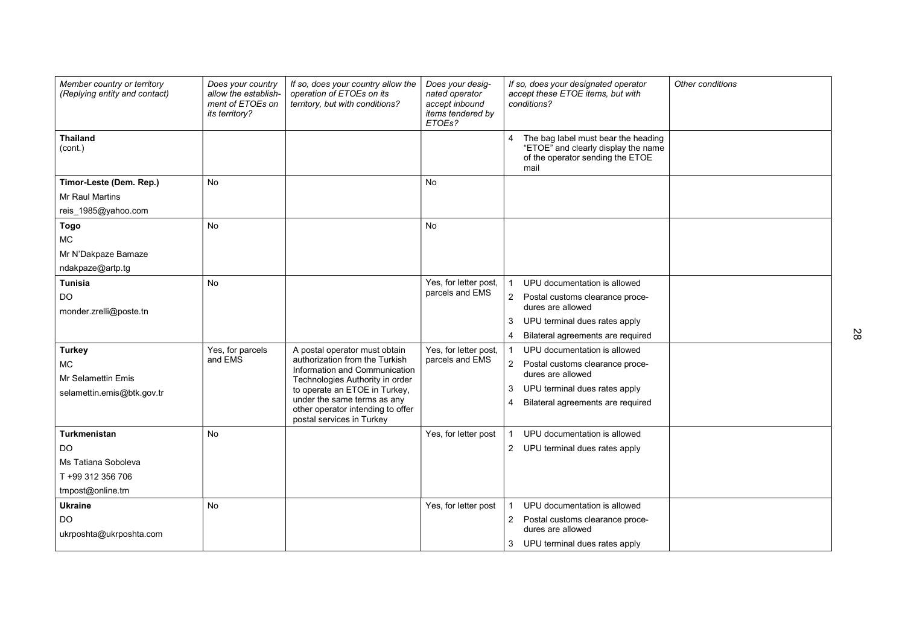| Member country or territory (Replying entity and contact) | Does your country allow the establishment of ETOEs on its territory? | If so, does your country allow the operation of ETOEs on its territory, but with conditions? | Does your designated operator accept inbound items tendered by ETOEs? | If so, does your designated operator accept these ETOE items, but with conditions? | Other conditions |
|---|---|---|---|---|---|
| **Thailand** (cont.) | | | | 4 The bag label must bear the heading "ETOE" and clearly display the name of the operator sending the ETOE mail | |
| **Timor-Leste (Dem. Rep.)**<br>Mr Raul Martins<br>reis_1985@yahoo.com | No | | No | | |
| **Togo**<br>MC<br>Mr N'Dakpaze Bamaze<br>ndakpaze@artp.tg | No | | No | | |
| **Tunisia**<br>DO<br>monder.zrelli@poste.tn | No | | Yes, for letter post, parcels and EMS | 1 UPU documentation is allowed<br>2 Postal customs clearance procedures are allowed<br>3 UPU terminal dues rates apply<br>4 Bilateral agreements are required | |
| **Turkey**<br>MC<br>Mr Selamettin Emis<br>selamettin.emis@btk.gov.tr | Yes, for parcels and EMS | A postal operator must obtain authorization from the Turkish Information and Communication Technologies Authority in order to operate an ETOE in Turkey, under the same terms as any other operator intending to offer postal services in Turkey | Yes, for letter post, parcels and EMS | 1 UPU documentation is allowed<br>2 Postal customs clearance procedures are allowed<br>3 UPU terminal dues rates apply<br>4 Bilateral agreements are required | |
| **Turkmenistan**<br>DO<br>Ms Tatiana Soboleva<br>T +99 312 356 706<br>tmpost@online.tm | No | | Yes, for letter post | 1 UPU documentation is allowed<br>2 UPU terminal dues rates apply | |
| **Ukraine**<br>DO<br>ukrposhta@ukrposhta.com | No | | Yes, for letter post | 1 UPU documentation is allowed<br>2 Postal customs clearance procedures are allowed<br>3 UPU terminal dues rates apply | |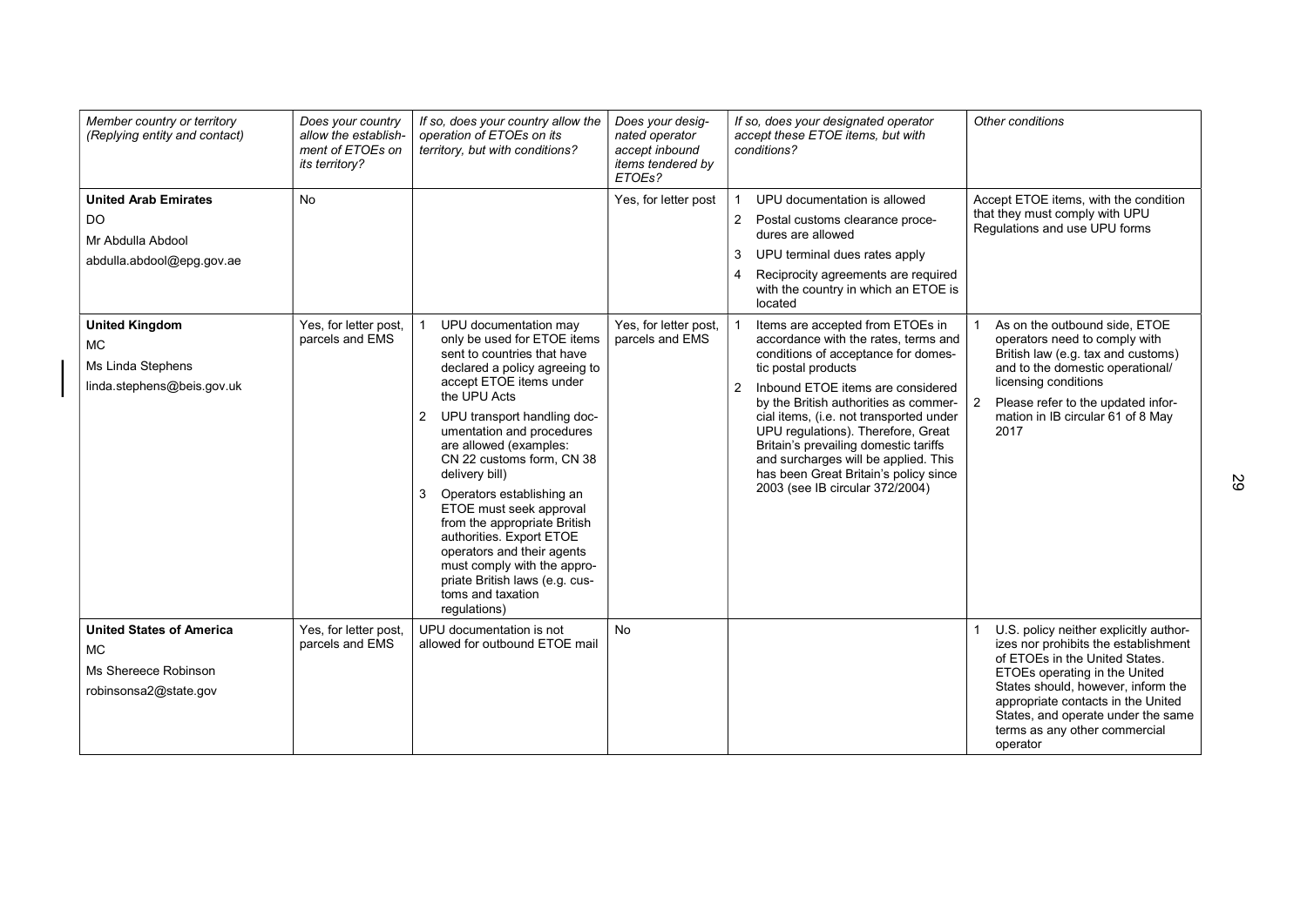| *Member country or territory (Replying entity and contact)* | *Does your country allow the establishment of ETOEs on its territory?* | *If so, does your country allow the operation of ETOEs on its territory, but with conditions?* | *Does your designated operator accept inbound items tendered by ETOEs?* | *If so, does your designated operator accept these ETOE items, but with conditions?* | *Other conditions* |
|---|---|---|---|---|---|
| **United Arab Emirates**<br>DO<br>Mr Abdulla Abdool<br>abdulla.abdool@epg.gov.ae | No | | Yes, for letter post | 1 UPU documentation is allowed<br>2 Postal customs clearance procedures are allowed<br>3 UPU terminal dues rates apply<br>4 Reciprocity agreements are required with the country in which an ETOE is located | Accept ETOE items, with the condition that they must comply with UPU Regulations and use UPU forms |
| **United Kingdom**<br>MC<br>Ms Linda Stephens<br>linda.stephens@beis.gov.uk | Yes, for letter post, parcels and EMS | 1 UPU documentation may only be used for ETOE items sent to countries that have declared a policy agreeing to accept ETOE items under the UPU Acts<br>2 UPU transport handling documentation and procedures are allowed (examples: CN 22 customs form, CN 38 delivery bill)<br>3 Operators establishing an ETOE must seek approval from the appropriate British authorities. Export ETOE operators and their agents must comply with the appropriate British laws (e.g. customs and taxation regulations) | Yes, for letter post, parcels and EMS | 1 Items are accepted from ETOEs in accordance with the rates, terms and conditions of acceptance for domestic postal products<br>2 Inbound ETOE items are considered by the British authorities as commercial items, (i.e. not transported under UPU regulations). Therefore, Great Britain's prevailing domestic tariffs and surcharges will be applied. This has been Great Britain's policy since 2003 (see IB circular 372/2004) | 1 As on the outbound side, ETOE operators need to comply with British law (e.g. tax and customs) and to the domestic operational/ licensing conditions<br>2 Please refer to the updated information in IB circular 61 of 8 May 2017 |
| **United States of America**<br>MC<br>Ms Shereece Robinson<br>robinsonsa2@state.gov | Yes, for letter post, parcels and EMS | UPU documentation is not allowed for outbound ETOE mail | No | | 1 U.S. policy neither explicitly authorizes nor prohibits the establishment of ETOEs in the United States. ETOEs operating in the United States should, however, inform the appropriate contacts in the United States, and operate under the same terms as any other commercial operator |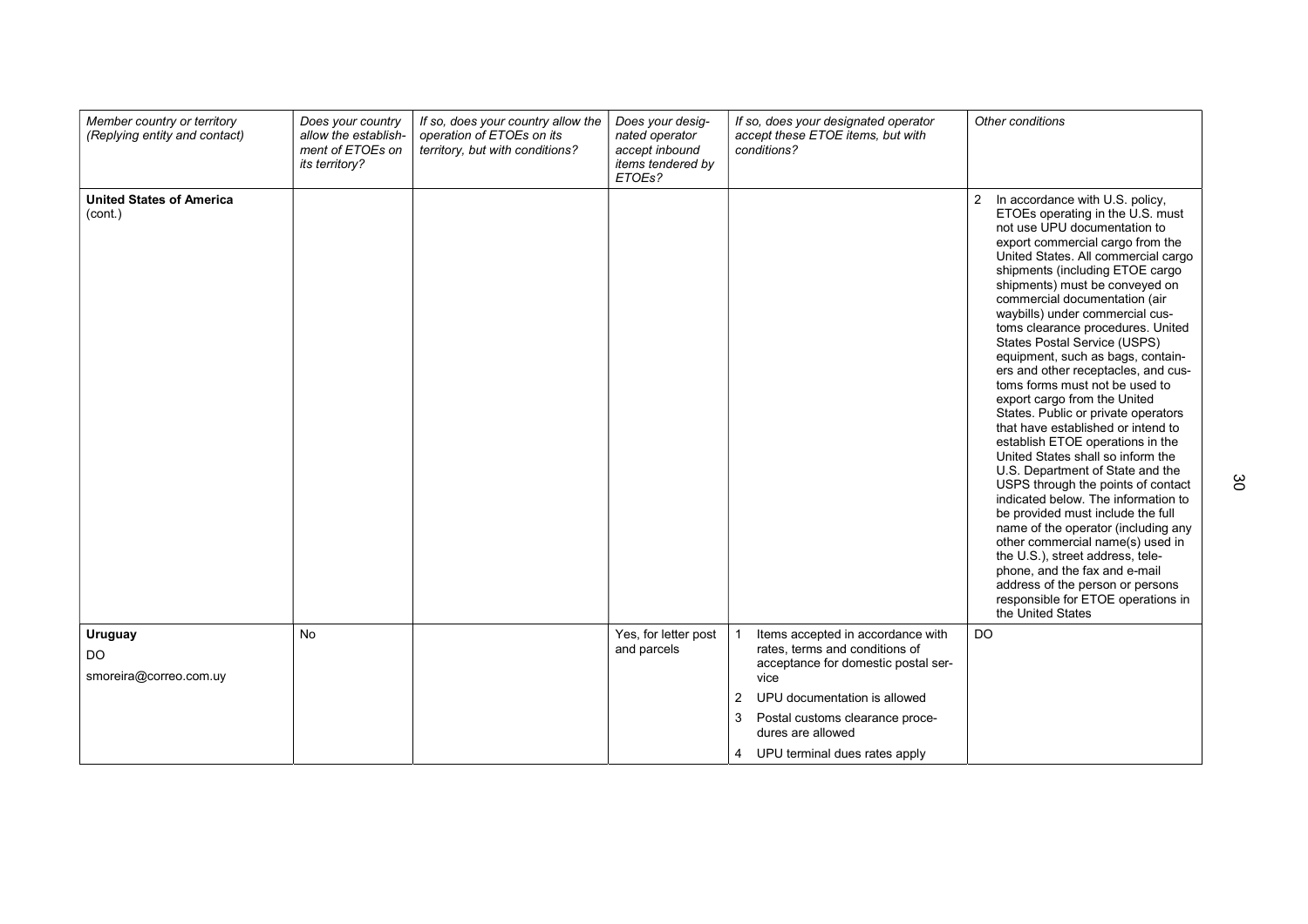| *Member country or territory (Replying entity and contact)* | *Does your country allow the establishment of ETOEs on its territory?* | *If so, does your country allow the operation of ETOEs on its territory, but with conditions?* | *Does your designated operator accept inbound items tendered by ETOEs?* | *If so, does your designated operator accept these ETOE items, but with conditions?* | *Other conditions* |
|---|---|---|---|---|---|
| **United States of America** (cont.) | | | | | 2 In accordance with U.S. policy, ETOEs operating in the U.S. must not use UPU documentation to export commercial cargo from the United States. All commercial cargo shipments (including ETOE cargo shipments) must be conveyed on commercial documentation (air waybills) under commercial customs clearance procedures. United States Postal Service (USPS) equipment, such as bags, containers and other receptacles, and customs forms must not be used to export cargo from the United States. Public or private operators that have established or intend to establish ETOE operations in the United States shall so inform the U.S. Department of State and the USPS through the points of contact indicated below. The information to be provided must include the full name of the operator (including any other commercial name(s) used in the U.S.), street address, telephone, and the fax and e-mail address of the person or persons responsible for ETOE operations in the United States |
| **Uruguay**<br>DO<br>smoreira@correo.com.uy | No | | Yes, for letter post and parcels | 1 Items accepted in accordance with rates, terms and conditions of acceptance for domestic postal service<br>2 UPU documentation is allowed<br>3 Postal customs clearance procedures are allowed<br>4 UPU terminal dues rates apply | DO |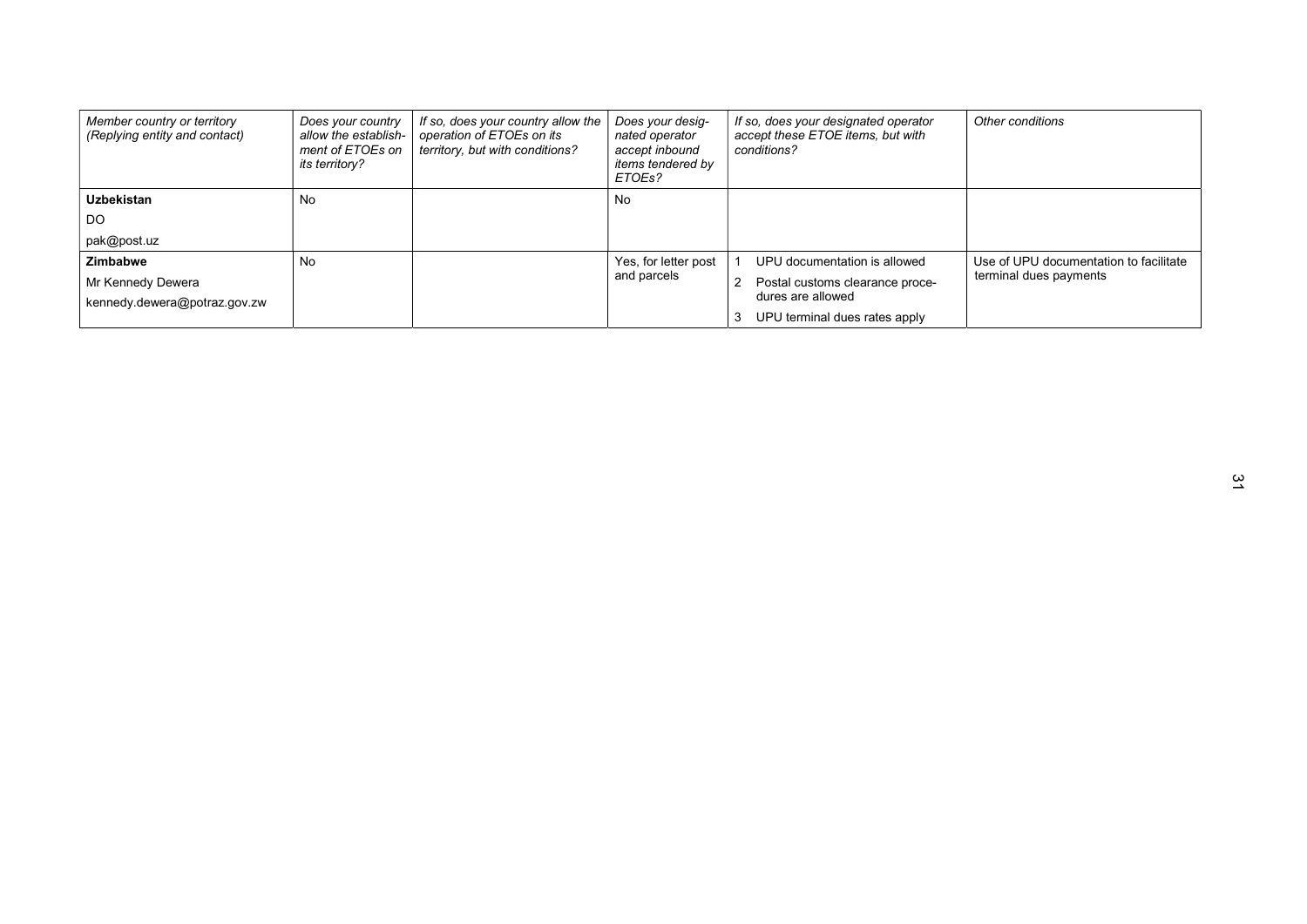| *Member country or territory (Replying entity and contact)* | *Does your country allow the establishment of ETOEs on its territory?* | *If so, does your country allow the operation of ETOEs on its territory, but with conditions?* | *Does your designated operator accept inbound items tendered by ETOEs?* | *If so, does your designated operator accept these ETOE items, but with conditions?* | *Other conditions* |
|---|---|---|---|---|---|
| **Uzbekistan**<br>DO<br>pak@post.uz | No | | No | | |
| **Zimbabwe**<br>Mr Kennedy Dewera<br>kennedy.dewera@potraz.gov.zw | No | | Yes, for letter post and parcels | 1 UPU documentation is allowed<br>2 Postal customs clearance procedures are allowed<br>3 UPU terminal dues rates apply | Use of UPU documentation to facilitate terminal dues payments |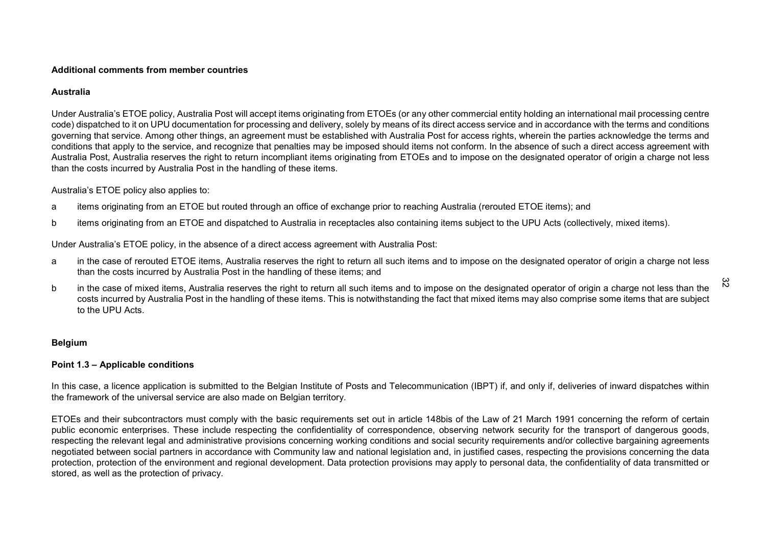**Additional comments from member countries**

**Australia**

Under Australia's ETOE policy, Australia Post will accept items originating from ETOEs (or any other commercial entity holding an international mail processing centre code) dispatched to it on UPU documentation for processing and delivery, solely by means of its direct access service and in accordance with the terms and conditions governing that service. Among other things, an agreement must be established with Australia Post for access rights, wherein the parties acknowledge the terms and conditions that apply to the service, and recognize that penalties may be imposed should items not conform. In the absence of such a direct access agreement with Australia Post, Australia reserves the right to return incompliant items originating from ETOEs and to impose on the designated operator of origin a charge not less than the costs incurred by Australia Post in the handling of these items.

Australia's ETOE policy also applies to:

a items originating from an ETOE but routed through an office of exchange prior to reaching Australia (rerouted ETOE items); and

b items originating from an ETOE and dispatched to Australia in receptacles also containing items subject to the UPU Acts (collectively, mixed items).

Under Australia's ETOE policy, in the absence of a direct access agreement with Australia Post:

a in the case of rerouted ETOE items, Australia reserves the right to return all such items and to impose on the designated operator of origin a charge not less than the costs incurred by Australia Post in the handling of these items; and

b in the case of mixed items, Australia reserves the right to return all such items and to impose on the designated operator of origin a charge not less than the costs incurred by Australia Post in the handling of these items. This is notwithstanding the fact that mixed items may also comprise some items that are subject to the UPU Acts.

**Belgium**

**Point 1.3 – Applicable conditions**

In this case, a licence application is submitted to the Belgian Institute of Posts and Telecommunication (IBPT) if, and only if, deliveries of inward dispatches within the framework of the universal service are also made on Belgian territory.

ETOEs and their subcontractors must comply with the basic requirements set out in article 148bis of the Law of 21 March 1991 concerning the reform of certain public economic enterprises. These include respecting the confidentiality of correspondence, observing network security for the transport of dangerous goods, respecting the relevant legal and administrative provisions concerning working conditions and social security requirements and/or collective bargaining agreements negotiated between social partners in accordance with Community law and national legislation and, in justified cases, respecting the provisions concerning the data protection, protection of the environment and regional development. Data protection provisions may apply to personal data, the confidentiality of data transmitted or stored, as well as the protection of privacy.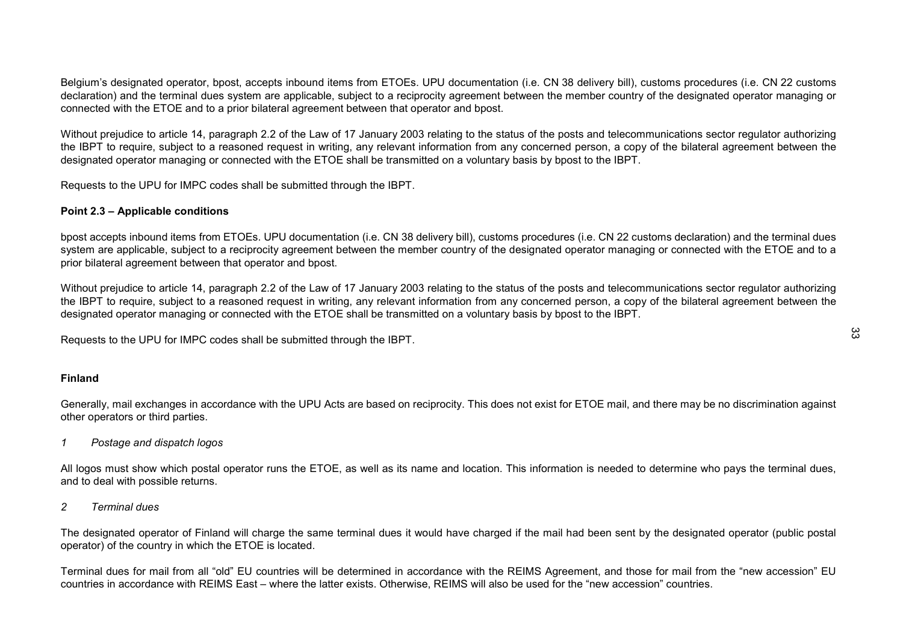Belgium's designated operator, bpost, accepts inbound items from ETOEs. UPU documentation (i.e. CN 38 delivery bill), customs procedures (i.e. CN 22 customs declaration) and the terminal dues system are applicable, subject to a reciprocity agreement between the member country of the designated operator managing or connected with the ETOE and to a prior bilateral agreement between that operator and bpost.

Without prejudice to article 14, paragraph 2.2 of the Law of 17 January 2003 relating to the status of the posts and telecommunications sector regulator authorizing the IBPT to require, subject to a reasoned request in writing, any relevant information from any concerned person, a copy of the bilateral agreement between the designated operator managing or connected with the ETOE shall be transmitted on a voluntary basis by bpost to the IBPT.

Requests to the UPU for IMPC codes shall be submitted through the IBPT.

**Point 2.3 – Applicable conditions**

bpost accepts inbound items from ETOEs. UPU documentation (i.e. CN 38 delivery bill), customs procedures (i.e. CN 22 customs declaration) and the terminal dues system are applicable, subject to a reciprocity agreement between the member country of the designated operator managing or connected with the ETOE and to a prior bilateral agreement between that operator and bpost.

Without prejudice to article 14, paragraph 2.2 of the Law of 17 January 2003 relating to the status of the posts and telecommunications sector regulator authorizing the IBPT to require, subject to a reasoned request in writing, any relevant information from any concerned person, a copy of the bilateral agreement between the designated operator managing or connected with the ETOE shall be transmitted on a voluntary basis by bpost to the IBPT.

Requests to the UPU for IMPC codes shall be submitted through the IBPT.

**Finland**

Generally, mail exchanges in accordance with the UPU Acts are based on reciprocity. This does not exist for ETOE mail, and there may be no discrimination against other operators or third parties.

*1 Postage and dispatch logos*

All logos must show which postal operator runs the ETOE, as well as its name and location. This information is needed to determine who pays the terminal dues, and to deal with possible returns.

*2 Terminal dues*

The designated operator of Finland will charge the same terminal dues it would have charged if the mail had been sent by the designated operator (public postal operator) of the country in which the ETOE is located.

Terminal dues for mail from all "old" EU countries will be determined in accordance with the REIMS Agreement, and those for mail from the "new accession" EU countries in accordance with REIMS East – where the latter exists. Otherwise, REIMS will also be used for the "new accession" countries.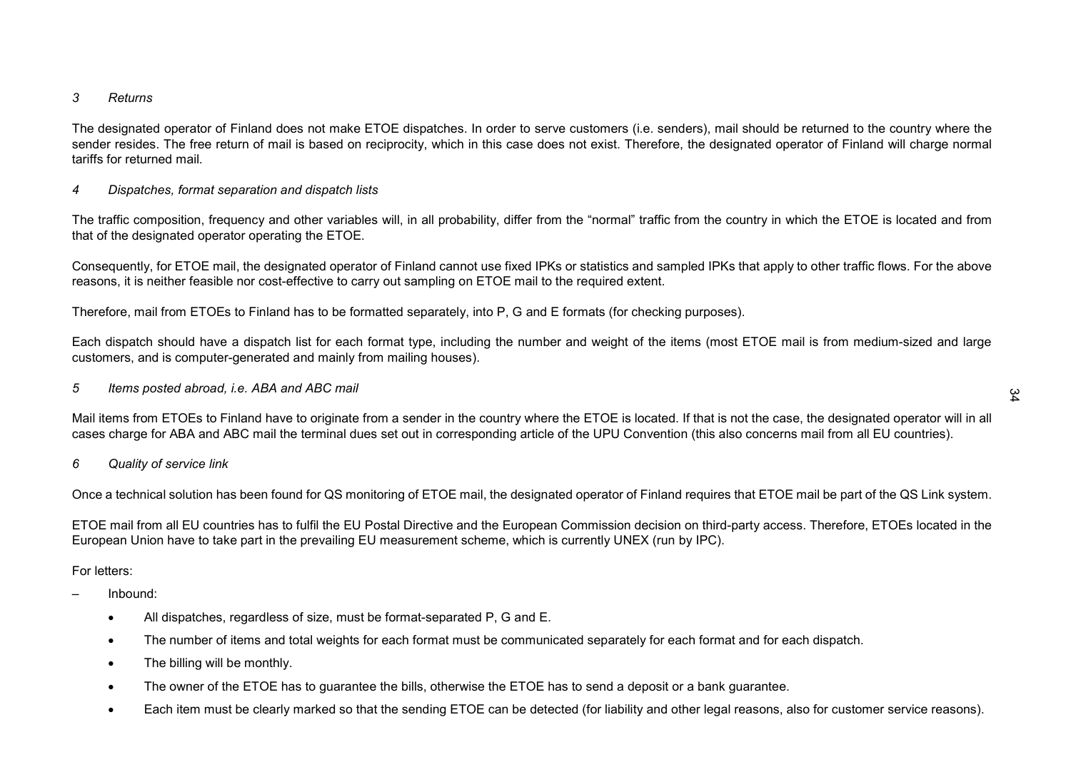### *3 Returns*

The designated operator of Finland does not make ETOE dispatches. In order to serve customers (i.e. senders), mail should be returned to the country where the sender resides. The free return of mail is based on reciprocity, which in this case does not exist. Therefore, the designated operator of Finland will charge normal tariffs for returned mail.

### *4 Dispatches, format separation and dispatch lists*

The traffic composition, frequency and other variables will, in all probability, differ from the "normal" traffic from the country in which the ETOE is located and from that of the designated operator operating the ETOE.

Consequently, for ETOE mail, the designated operator of Finland cannot use fixed IPKs or statistics and sampled IPKs that apply to other traffic flows. For the above reasons, it is neither feasible nor cost-effective to carry out sampling on ETOE mail to the required extent.

Therefore, mail from ETOEs to Finland has to be formatted separately, into P, G and E formats (for checking purposes).

Each dispatch should have a dispatch list for each format type, including the number and weight of the items (most ETOE mail is from medium-sized and large customers, and is computer-generated and mainly from mailing houses).

### *5 Items posted abroad, i.e. ABA and ABC mail*

Mail items from ETOEs to Finland have to originate from a sender in the country where the ETOE is located. If that is not the case, the designated operator will in all cases charge for ABA and ABC mail the terminal dues set out in corresponding article of the UPU Convention (this also concerns mail from all EU countries).

### *6 Quality of service link*

Once a technical solution has been found for QS monitoring of ETOE mail, the designated operator of Finland requires that ETOE mail be part of the QS Link system.

ETOE mail from all EU countries has to fulfil the EU Postal Directive and the European Commission decision on third-party access. Therefore, ETOEs located in the European Union have to take part in the prevailing EU measurement scheme, which is currently UNEX (run by IPC).

For letters:

– Inbound:
  - All dispatches, regardless of size, must be format-separated P, G and E.
  - The number of items and total weights for each format must be communicated separately for each format and for each dispatch.
  - The billing will be monthly.
  - The owner of the ETOE has to guarantee the bills, otherwise the ETOE has to send a deposit or a bank guarantee.
  - Each item must be clearly marked so that the sending ETOE can be detected (for liability and other legal reasons, also for customer service reasons).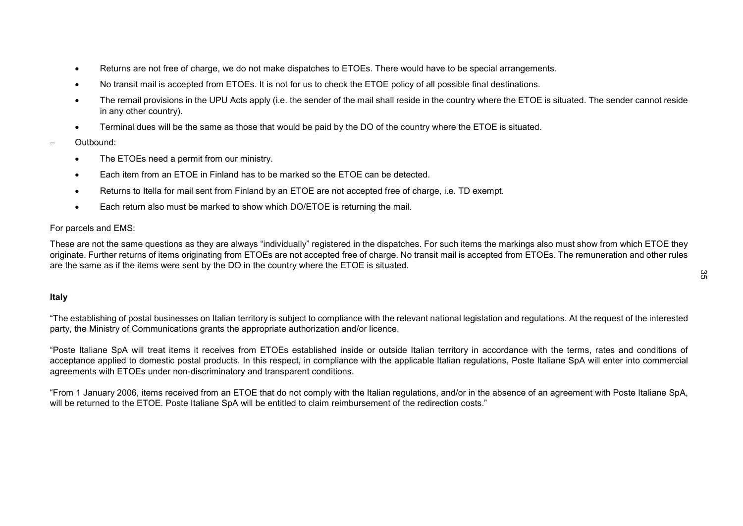- Returns are not free of charge, we do not make dispatches to ETOEs. There would have to be special arrangements.
- No transit mail is accepted from ETOEs. It is not for us to check the ETOE policy of all possible final destinations.
- The remail provisions in the UPU Acts apply (i.e. the sender of the mail shall reside in the country where the ETOE is situated. The sender cannot reside in any other country).
- Terminal dues will be the same as those that would be paid by the DO of the country where the ETOE is situated.

– Outbound:

- The ETOEs need a permit from our ministry.
- Each item from an ETOE in Finland has to be marked so the ETOE can be detected.
- Returns to Itella for mail sent from Finland by an ETOE are not accepted free of charge, i.e. TD exempt.
- Each return also must be marked to show which DO/ETOE is returning the mail.

For parcels and EMS:

These are not the same questions as they are always "individually" registered in the dispatches. For such items the markings also must show from which ETOE they originate. Further returns of items originating from ETOEs are not accepted free of charge. No transit mail is accepted from ETOEs. The remuneration and other rules are the same as if the items were sent by the DO in the country where the ETOE is situated.

**Italy**

"The establishing of postal businesses on Italian territory is subject to compliance with the relevant national legislation and regulations. At the request of the interested party, the Ministry of Communications grants the appropriate authorization and/or licence.

"Poste Italiane SpA will treat items it receives from ETOEs established inside or outside Italian territory in accordance with the terms, rates and conditions of acceptance applied to domestic postal products. In this respect, in compliance with the applicable Italian regulations, Poste Italiane SpA will enter into commercial agreements with ETOEs under non-discriminatory and transparent conditions.

"From 1 January 2006, items received from an ETOE that do not comply with the Italian regulations, and/or in the absence of an agreement with Poste Italiane SpA, will be returned to the ETOE. Poste Italiane SpA will be entitled to claim reimbursement of the redirection costs."